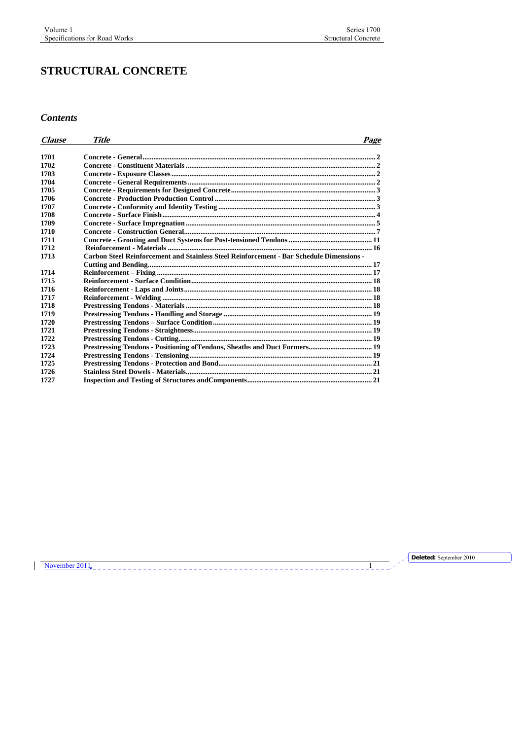# STRUCTURAL CONCRETE

## *Contents*

| *Clause* | *Title* | *Page* |
|---|---|---|
| **1701** | **Concrete - General** | **2** |
| **1702** | **Concrete - Constituent Materials** | **2** |
| **1703** | **Concrete - Exposure Classes** | **2** |
| **1704** | **Concrete - General Requirements** | **2** |
| **1705** | **Concrete - Requirements for Designed Concrete** | **3** |
| **1706** | **Concrete - Production Production Control** | **3** |
| **1707** | **Concrete - Conformity and Identity Testing** | **3** |
| **1708** | **Concrete - Surface Finish** | **4** |
| **1709** | **Concrete - Surface Impregnation** | **5** |
| **1710** | **Concrete - Construction General** | **7** |
| **1711** | **Concrete - Grouting and Duct Systems for Post-tensioned Tendons** | **11** |
| **1712** | **Reinforcement - Materials** | **16** |
| **1713** | **Carbon Steel Reinforcement and Stainless Steel Reinforcement - Bar Schedule Dimensions - Cutting and Bending** | **17** |
| **1714** | **Reinforcement – Fixing** | **17** |
| **1715** | **Reinforcement - Surface Condition** | **18** |
| **1716** | **Reinforcement - Laps and Joints** | **18** |
| **1717** | **Reinforcement - Welding** | **18** |
| **1718** | **Prestressing Tendons - Materials** | **18** |
| **1719** | **Prestressing Tendons - Handling and Storage** | **19** |
| **1720** | **Prestressing Tendons – Surface Condition** | **19** |
| **1721** | **Prestressing Tendons - Straightness** | **19** |
| **1722** | **Prestressing Tendons - Cutting** | **19** |
| **1723** | **Prestressing Tendons - Positioning ofTendons, Sheaths and Duct Formers** | **19** |
| **1724** | **Prestressing Tendons - Tensioning** | **19** |
| **1725** | **Prestressing Tendons - Protection and Bond** | **21** |
| **1726** | **Stainless Steel Dowels - Materials** | **21** |
| **1727** | **Inspection and Testing of Structures andComponents** | **21** |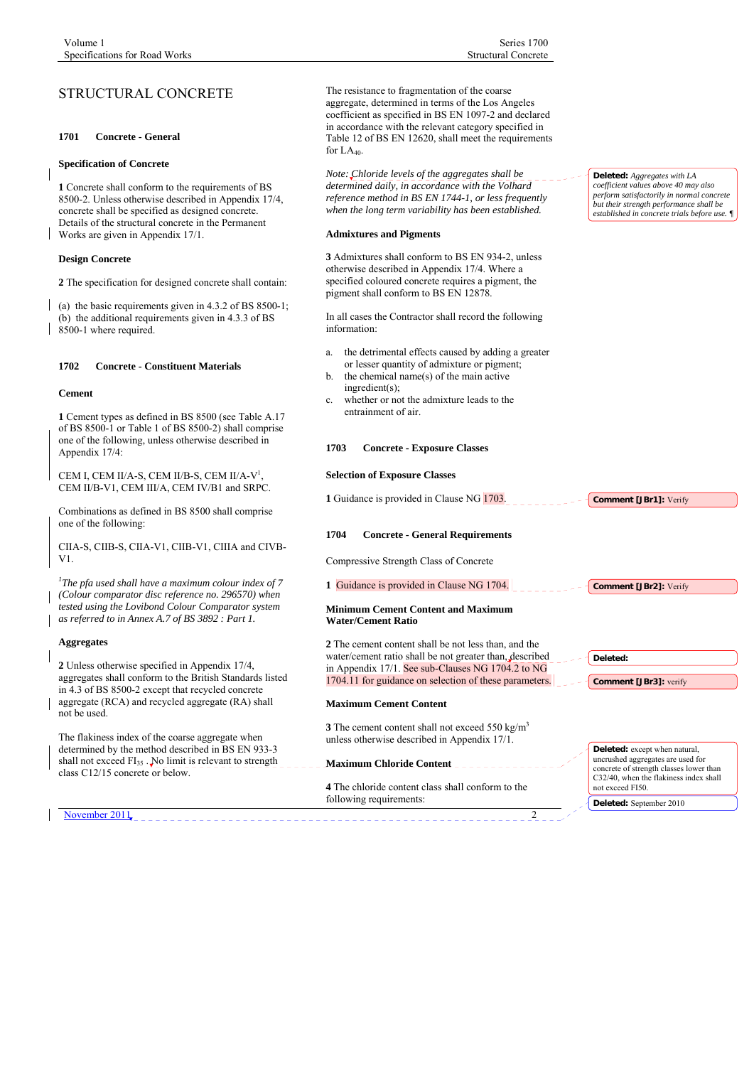# STRUCTURAL CONCRETE

## 1701 Concrete - General

### Specification of Concrete

**1** Concrete shall conform to the requirements of BS 8500-2. Unless otherwise described in Appendix 17/4, concrete shall be specified as designed concrete. Details of the structural concrete in the Permanent Works are given in Appendix 17/1.

### Design Concrete

**2** The specification for designed concrete shall contain:

(a) the basic requirements given in 4.3.2 of BS 8500-1;
(b) the additional requirements given in 4.3.3 of BS 8500-1 where required.

## 1702 Concrete - Constituent Materials

### Cement

**1** Cement types as defined in BS 8500 (see Table A.17 of BS 8500-1 or Table 1 of BS 8500-2) shall comprise one of the following, unless otherwise described in Appendix 17/4:

CEM I, CEM II/A-S, CEM II/B-S, CEM II/A-V[1], CEM II/B-V1, CEM III/A, CEM IV/B1 and SRPC.

Combinations as defined in BS 8500 shall comprise one of the following:

CIIA-S, CIIB-S, CIIA-V1, CIIB-V1, CIIIA and CIVB-V1.

[1]*The pfa used shall have a maximum colour index of 7 (Colour comparator disc reference no. 296570) when tested using the Lovibond Colour Comparator system as referred to in Annex A.7 of BS 3892 : Part 1.*

### Aggregates

**2** Unless otherwise specified in Appendix 17/4, aggregates shall conform to the British Standards listed in 4.3 of BS 8500-2 except that recycled concrete aggregate (RCA) and recycled aggregate (RA) shall not be used.

The flakiness index of the coarse aggregate when determined by the method described in BS EN 933-3 shall not exceed $FI_{35}$ . No limit is relevant to strength class C12/15 concrete or below.

The resistance to fragmentation of the coarse aggregate, determined in terms of the Los Angeles coefficient as specified in BS EN 1097-2 and declared in accordance with the relevant category specified in Table 12 of BS EN 12620, shall meet the requirements for $LA_{40}$.

*Note: Chloride levels of the aggregates shall be determined daily, in accordance with the Volhard reference method in BS EN 1744-1, or less frequently when the long term variability has been established.*

### Admixtures and Pigments

**3** Admixtures shall conform to BS EN 934-2, unless otherwise described in Appendix 17/4. Where a specified coloured concrete requires a pigment, the pigment shall conform to BS EN 12878.

In all cases the Contractor shall record the following information:

a. the detrimental effects caused by adding a greater or lesser quantity of admixture or pigment;
b. the chemical name(s) of the main active ingredient(s);
c. whether or not the admixture leads to the entrainment of air.

## 1703 Concrete - Exposure Classes

### Selection of Exposure Classes

**1** Guidance is provided in Clause NG 1703.

## 1704 Concrete - General Requirements

Compressive Strength Class of Concrete

**1** Guidance is provided in Clause NG 1704.

### Minimum Cement Content and Maximum Water/Cement Ratio

**2** The cement content shall be not less than, and the water/cement ratio shall be not greater than, described in Appendix 17/1. See sub-Clauses NG 1704.2 to NG 1704.11 for guidance on selection of these parameters.

### Maximum Cement Content

**3** The cement content shall not exceed 550 kg/m$^3$ unless otherwise described in Appendix 17/1.

### Maximum Chloride Content

**4** The chloride content class shall conform to the following requirements:

November 2011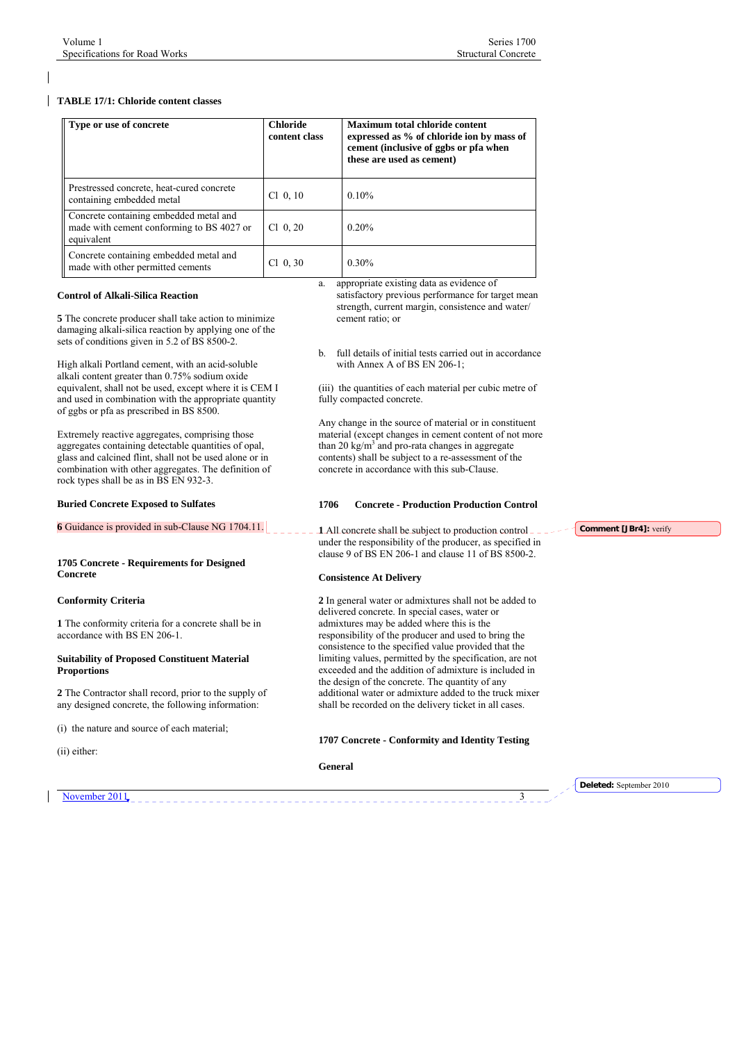**TABLE 17/1: Chloride content classes**

| Type or use of concrete | Chloride content class | Maximum total chloride content expressed as % of chloride ion by mass of cement (inclusive of ggbs or pfa when these are used as cement) |
|---|---|---|
| Prestressed concrete, heat-cured concrete containing embedded metal | Cl 0, 10 | 0.10% |
| Concrete containing embedded metal and made with cement conforming to BS 4027 or equivalent | Cl 0, 20 | 0.20% |
| Concrete containing embedded metal and made with other permitted cements | Cl 0, 30 | 0.30% |

**Control of Alkali-Silica Reaction**

**5** The concrete producer shall take action to minimize damaging alkali-silica reaction by applying one of the sets of conditions given in 5.2 of BS 8500-2.

High alkali Portland cement, with an acid-soluble alkali content greater than 0.75% sodium oxide equivalent, shall not be used, except where it is CEM I and used in combination with the appropriate quantity of ggbs or pfa as prescribed in BS 8500.

Extremely reactive aggregates, comprising those aggregates containing detectable quantities of opal, glass and calcined flint, shall not be used alone or in combination with other aggregates. The definition of rock types shall be as in BS EN 932-3.

**Buried Concrete Exposed to Sulfates**

**6** Guidance is provided in sub-Clause NG 1704.11.

**1705 Concrete - Requirements for Designed Concrete**

**Conformity Criteria**

**1** The conformity criteria for a concrete shall be in accordance with BS EN 206-1.

**Suitability of Proposed Constituent Material Proportions**

**2** The Contractor shall record, prior to the supply of any designed concrete, the following information:

(i) the nature and source of each material;

(ii) either:

a. appropriate existing data as evidence of satisfactory previous performance for target mean strength, current margin, consistence and water/ cement ratio; or

b. full details of initial tests carried out in accordance with Annex A of BS EN 206-1;

(iii) the quantities of each material per cubic metre of fully compacted concrete.

Any change in the source of material or in constituent material (except changes in cement content of not more than 20 kg/m$^3$ and pro-rata changes in aggregate contents) shall be subject to a re-assessment of the concrete in accordance with this sub-Clause.

**1706 Concrete - Production Production Control**

**1** All concrete shall be subject to production control under the responsibility of the producer, as specified in clause 9 of BS EN 206-1 and clause 11 of BS 8500-2.

**Consistence At Delivery**

**2** In general water or admixtures shall not be added to delivered concrete. In special cases, water or admixtures may be added where this is the responsibility of the producer and used to bring the consistence to the specified value provided that the limiting values, permitted by the specification, are not exceeded and the addition of admixture is included in the design of the concrete. The quantity of any additional water or admixture added to the truck mixer shall be recorded on the delivery ticket in all cases.

**1707 Concrete - Conformity and Identity Testing**

**General**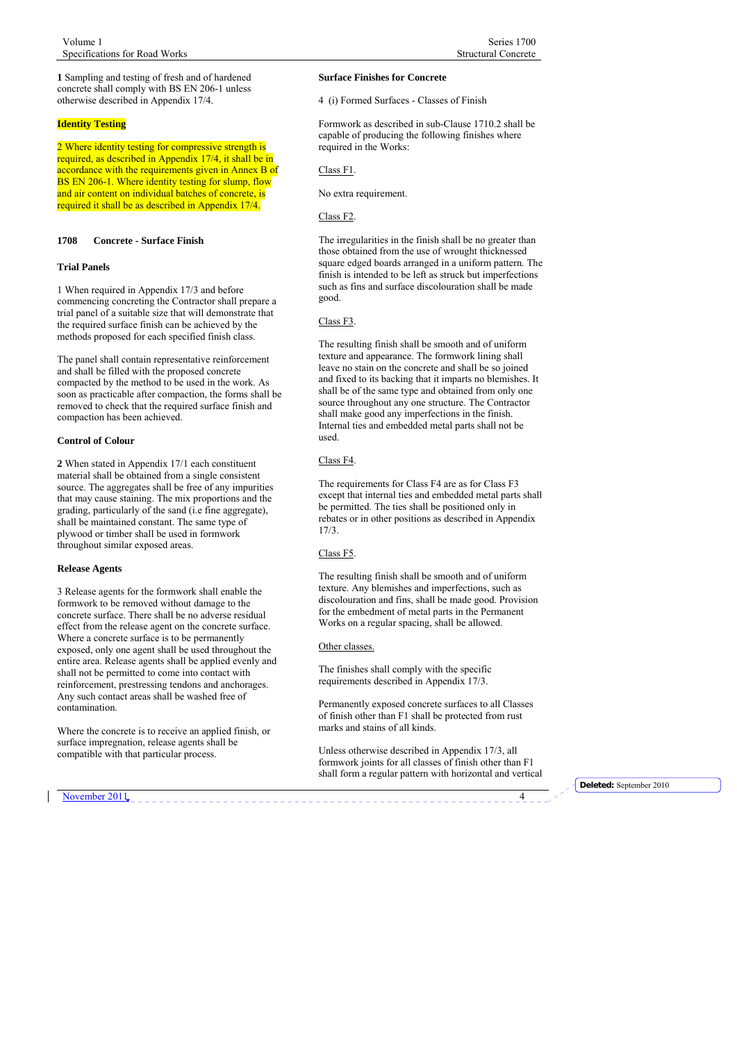**1** Sampling and testing of fresh and of hardened concrete shall comply with BS EN 206-1 unless otherwise described in Appendix 17/4.

**Identity Testing**

2 Where identity testing for compressive strength is required, as described in Appendix 17/4, it shall be in accordance with the requirements given in Annex B of BS EN 206-1. Where identity testing for slump, flow and air content on individual batches of concrete, is required it shall be as described in Appendix 17/4.

### 1708 Concrete - Surface Finish

**Trial Panels**

1 When required in Appendix 17/3 and before commencing concreting the Contractor shall prepare a trial panel of a suitable size that will demonstrate that the required surface finish can be achieved by the methods proposed for each specified finish class.

The panel shall contain representative reinforcement and shall be filled with the proposed concrete compacted by the method to be used in the work. As soon as practicable after compaction, the forms shall be removed to check that the required surface finish and compaction has been achieved.

**Control of Colour**

**2** When stated in Appendix 17/1 each constituent material shall be obtained from a single consistent source. The aggregates shall be free of any impurities that may cause staining. The mix proportions and the grading, particularly of the sand (i.e fine aggregate), shall be maintained constant. The same type of plywood or timber shall be used in formwork throughout similar exposed areas.

**Release Agents**

3 Release agents for the formwork shall enable the formwork to be removed without damage to the concrete surface. There shall be no adverse residual effect from the release agent on the concrete surface. Where a concrete surface is to be permanently exposed, only one agent shall be used throughout the entire area. Release agents shall be applied evenly and shall not be permitted to come into contact with reinforcement, prestressing tendons and anchorages. Any such contact areas shall be washed free of contamination.

Where the concrete is to receive an applied finish, or surface impregnation, release agents shall be compatible with that particular process.

**Surface Finishes for Concrete**

4 (i) Formed Surfaces - Classes of Finish

Formwork as described in sub-Clause 1710.2 shall be capable of producing the following finishes where required in the Works:

Class F1.

No extra requirement.

Class F2.

The irregularities in the finish shall be no greater than those obtained from the use of wrought thicknessed square edged boards arranged in a uniform pattern. The finish is intended to be left as struck but imperfections such as fins and surface discolouration shall be made good.

Class F3.

The resulting finish shall be smooth and of uniform texture and appearance. The formwork lining shall leave no stain on the concrete and shall be so joined and fixed to its backing that it imparts no blemishes. It shall be of the same type and obtained from only one source throughout any one structure. The Contractor shall make good any imperfections in the finish. Internal ties and embedded metal parts shall not be used.

Class F4.

The requirements for Class F4 are as for Class F3 except that internal ties and embedded metal parts shall be permitted. The ties shall be positioned only in rebates or in other positions as described in Appendix 17/3.

Class F5.

The resulting finish shall be smooth and of uniform texture. Any blemishes and imperfections, such as discolouration and fins, shall be made good. Provision for the embedment of metal parts in the Permanent Works on a regular spacing, shall be allowed.

Other classes.

The finishes shall comply with the specific requirements described in Appendix 17/3.

Permanently exposed concrete surfaces to all Classes of finish other than F1 shall be protected from rust marks and stains of all kinds.

Unless otherwise described in Appendix 17/3, all formwork joints for all classes of finish other than F1 shall form a regular pattern with horizontal and vertical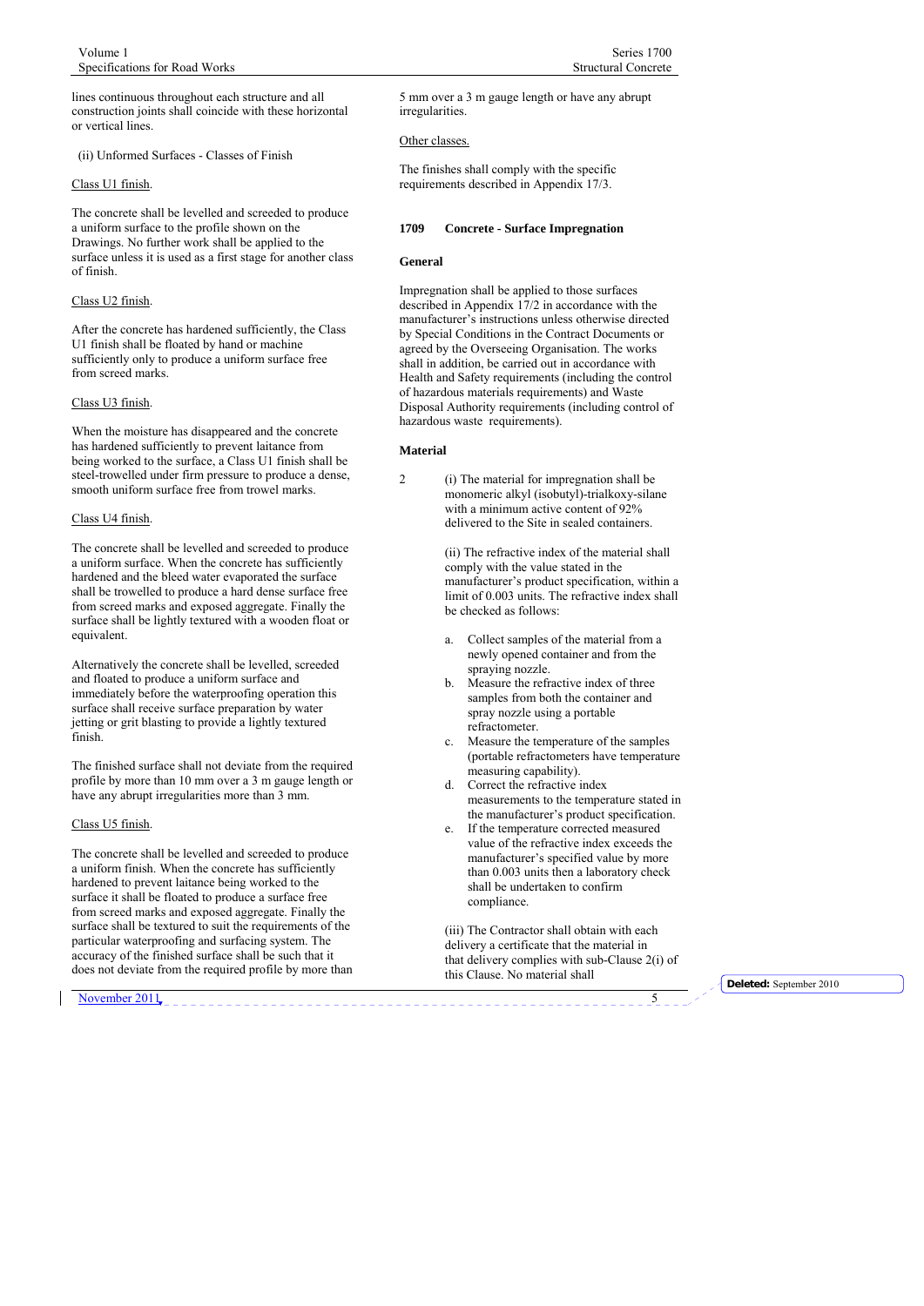lines continuous throughout each structure and all construction joints shall coincide with these horizontal or vertical lines.

(ii) Unformed Surfaces - Classes of Finish

Class U1 finish.

The concrete shall be levelled and screeded to produce a uniform surface to the profile shown on the Drawings. No further work shall be applied to the surface unless it is used as a first stage for another class of finish.

Class U2 finish.

After the concrete has hardened sufficiently, the Class U1 finish shall be floated by hand or machine sufficiently only to produce a uniform surface free from screed marks.

Class U3 finish.

When the moisture has disappeared and the concrete has hardened sufficiently to prevent laitance from being worked to the surface, a Class U1 finish shall be steel-trowelled under firm pressure to produce a dense, smooth uniform surface free from trowel marks.

Class U4 finish.

The concrete shall be levelled and screeded to produce a uniform surface. When the concrete has sufficiently hardened and the bleed water evaporated the surface shall be trowelled to produce a hard dense surface free from screed marks and exposed aggregate. Finally the surface shall be lightly textured with a wooden float or equivalent.

Alternatively the concrete shall be levelled, screeded and floated to produce a uniform surface and immediately before the waterproofing operation this surface shall receive surface preparation by water jetting or grit blasting to provide a lightly textured finish.

The finished surface shall not deviate from the required profile by more than 10 mm over a 3 m gauge length or have any abrupt irregularities more than 3 mm.

Class U5 finish.

The concrete shall be levelled and screeded to produce a uniform finish. When the concrete has sufficiently hardened to prevent laitance being worked to the surface it shall be floated to produce a surface free from screed marks and exposed aggregate. Finally the surface shall be textured to suit the requirements of the particular waterproofing and surfacing system. The accuracy of the finished surface shall be such that it does not deviate from the required profile by more than 5 mm over a 3 m gauge length or have any abrupt irregularities.

Other classes.

The finishes shall comply with the specific requirements described in Appendix 17/3.

## 1709 Concrete - Surface Impregnation

### General

Impregnation shall be applied to those surfaces described in Appendix 17/2 in accordance with the manufacturer's instructions unless otherwise directed by Special Conditions in the Contract Documents or agreed by the Overseeing Organisation. The works shall in addition, be carried out in accordance with Health and Safety requirements (including the control of hazardous materials requirements) and Waste Disposal Authority requirements (including control of hazardous waste requirements).

### Material

2 (i) The material for impregnation shall be monomeric alkyl (isobutyl)-trialkoxy-silane with a minimum active content of 92% delivered to the Site in sealed containers.

(ii) The refractive index of the material shall comply with the value stated in the manufacturer's product specification, within a limit of 0.003 units. The refractive index shall be checked as follows:

a. Collect samples of the material from a newly opened container and from the spraying nozzle.
b. Measure the refractive index of three samples from both the container and spray nozzle using a portable refractometer.
c. Measure the temperature of the samples (portable refractometers have temperature measuring capability).
d. Correct the refractive index measurements to the temperature stated in the manufacturer's product specification.
e. If the temperature corrected measured value of the refractive index exceeds the manufacturer's specified value by more than 0.003 units then a laboratory check shall be undertaken to confirm compliance.

(iii) The Contractor shall obtain with each delivery a certificate that the material in that delivery complies with sub-Clause 2(i) of this Clause. No material shall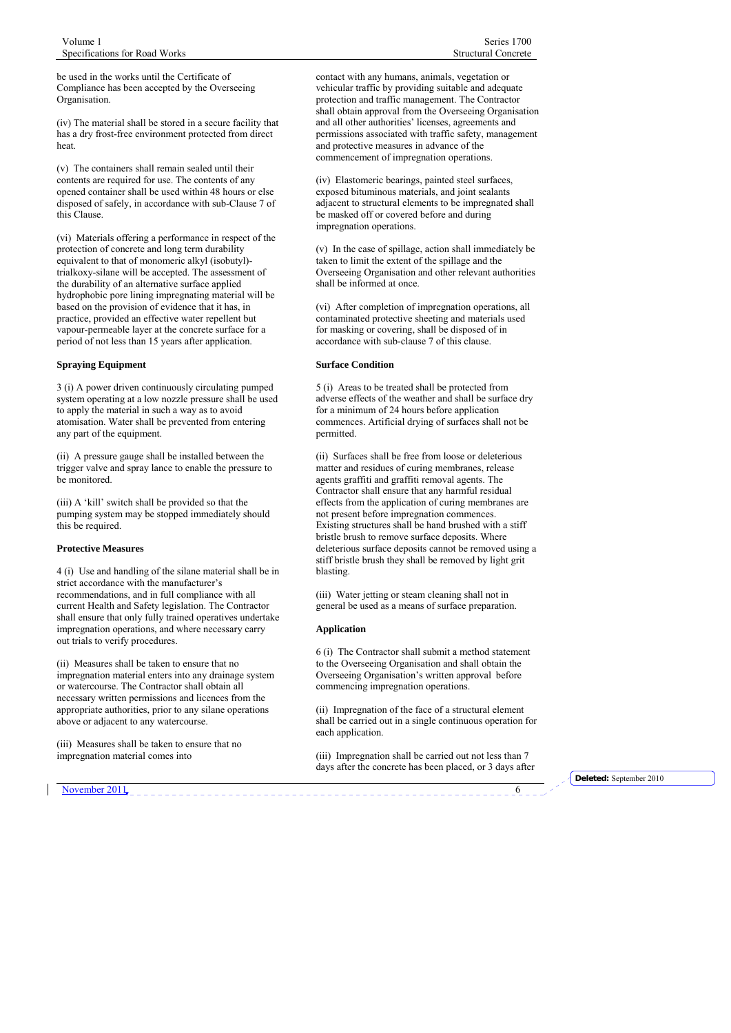be used in the works until the Certificate of Compliance has been accepted by the Overseeing Organisation.

(iv) The material shall be stored in a secure facility that has a dry frost-free environment protected from direct heat.

(v) The containers shall remain sealed until their contents are required for use. The contents of any opened container shall be used within 48 hours or else disposed of safely, in accordance with sub-Clause 7 of this Clause.

(vi) Materials offering a performance in respect of the protection of concrete and long term durability equivalent to that of monomeric alkyl (isobutyl)-trialkoxy-silane will be accepted. The assessment of the durability of an alternative surface applied hydrophobic pore lining impregnating material will be based on the provision of evidence that it has, in practice, provided an effective water repellent but vapour-permeable layer at the concrete surface for a period of not less than 15 years after application.

**Spraying Equipment**

3 (i) A power driven continuously circulating pumped system operating at a low nozzle pressure shall be used to apply the material in such a way as to avoid atomisation. Water shall be prevented from entering any part of the equipment.

(ii) A pressure gauge shall be installed between the trigger valve and spray lance to enable the pressure to be monitored.

(iii) A 'kill' switch shall be provided so that the pumping system may be stopped immediately should this be required.

**Protective Measures**

4 (i) Use and handling of the silane material shall be in strict accordance with the manufacturer's recommendations, and in full compliance with all current Health and Safety legislation. The Contractor shall ensure that only fully trained operatives undertake impregnation operations, and where necessary carry out trials to verify procedures.

(ii) Measures shall be taken to ensure that no impregnation material enters into any drainage system or watercourse. The Contractor shall obtain all necessary written permissions and licences from the appropriate authorities, prior to any silane operations above or adjacent to any watercourse.

(iii) Measures shall be taken to ensure that no impregnation material comes into contact with any humans, animals, vegetation or vehicular traffic by providing suitable and adequate protection and traffic management. The Contractor shall obtain approval from the Overseeing Organisation and all other authorities' licenses, agreements and permissions associated with traffic safety, management and protective measures in advance of the commencement of impregnation operations.

(iv) Elastomeric bearings, painted steel surfaces, exposed bituminous materials, and joint sealants adjacent to structural elements to be impregnated shall be masked off or covered before and during impregnation operations.

(v) In the case of spillage, action shall immediately be taken to limit the extent of the spillage and the Overseeing Organisation and other relevant authorities shall be informed at once.

(vi) After completion of impregnation operations, all contaminated protective sheeting and materials used for masking or covering, shall be disposed of in accordance with sub-clause 7 of this clause.

**Surface Condition**

5 (i) Areas to be treated shall be protected from adverse effects of the weather and shall be surface dry for a minimum of 24 hours before application commences. Artificial drying of surfaces shall not be permitted.

(ii) Surfaces shall be free from loose or deleterious matter and residues of curing membranes, release agents graffiti and graffiti removal agents. The Contractor shall ensure that any harmful residual effects from the application of curing membranes are not present before impregnation commences. Existing structures shall be hand brushed with a stiff bristle brush to remove surface deposits. Where deleterious surface deposits cannot be removed using a stiff bristle brush they shall be removed by light grit blasting.

(iii) Water jetting or steam cleaning shall not in general be used as a means of surface preparation.

**Application**

6 (i) The Contractor shall submit a method statement to the Overseeing Organisation and shall obtain the Overseeing Organisation's written approval before commencing impregnation operations.

(ii) Impregnation of the face of a structural element shall be carried out in a single continuous operation for each application.

(iii) Impregnation shall be carried out not less than 7 days after the concrete has been placed, or 3 days after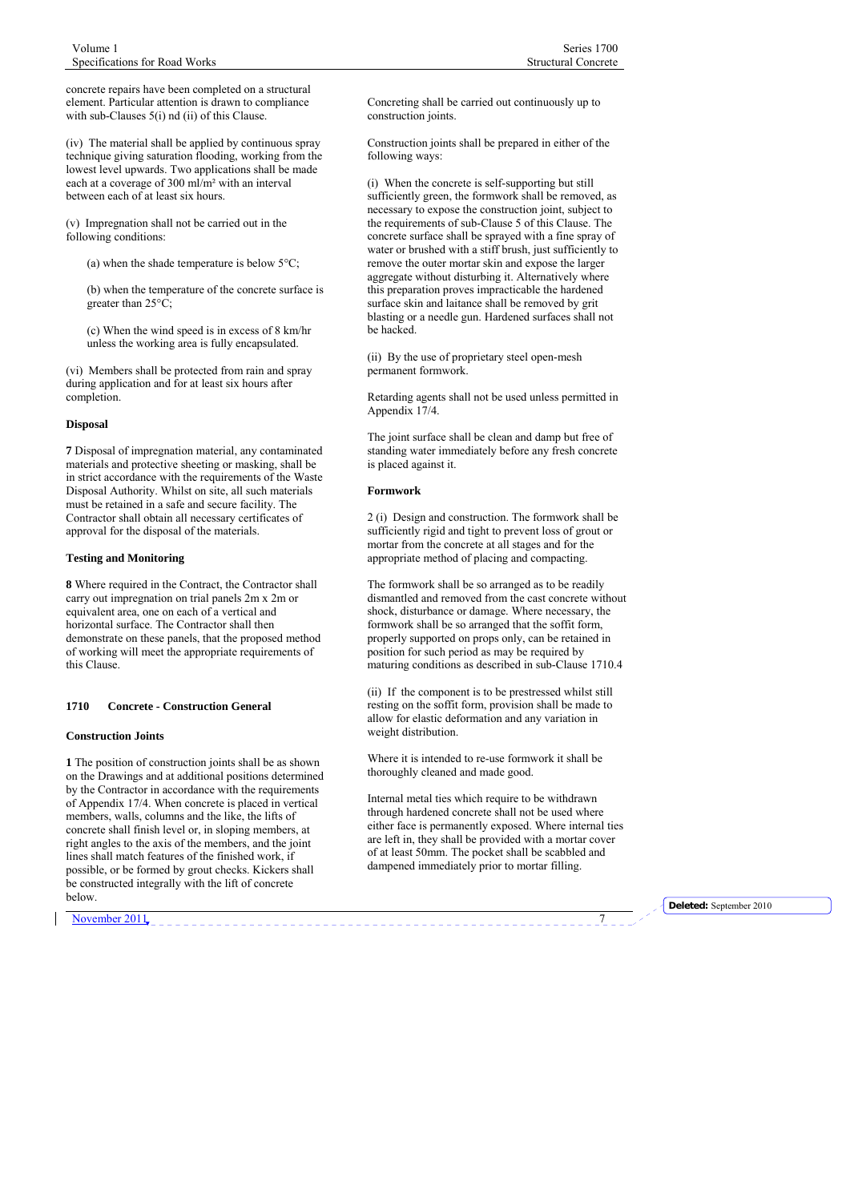concrete repairs have been completed on a structural element. Particular attention is drawn to compliance with sub-Clauses 5(i) nd (ii) of this Clause.

(iv) The material shall be applied by continuous spray technique giving saturation flooding, working from the lowest level upwards. Two applications shall be made each at a coverage of 300 ml/m² with an interval between each of at least six hours.

(v) Impregnation shall not be carried out in the following conditions:

(a) when the shade temperature is below 5°C;

(b) when the temperature of the concrete surface is greater than 25°C;

(c) When the wind speed is in excess of 8 km/hr unless the working area is fully encapsulated.

(vi) Members shall be protected from rain and spray during application and for at least six hours after completion.

**Disposal**

**7** Disposal of impregnation material, any contaminated materials and protective sheeting or masking, shall be in strict accordance with the requirements of the Waste Disposal Authority. Whilst on site, all such materials must be retained in a safe and secure facility. The Contractor shall obtain all necessary certificates of approval for the disposal of the materials.

**Testing and Monitoring**

**8** Where required in the Contract, the Contractor shall carry out impregnation on trial panels 2m x 2m or equivalent area, one on each of a vertical and horizontal surface. The Contractor shall then demonstrate on these panels, that the proposed method of working will meet the appropriate requirements of this Clause.

## 1710 Concrete - Construction General

**Construction Joints**

**1** The position of construction joints shall be as shown on the Drawings and at additional positions determined by the Contractor in accordance with the requirements of Appendix 17/4. When concrete is placed in vertical members, walls, columns and the like, the lifts of concrete shall finish level or, in sloping members, at right angles to the axis of the members, and the joint lines shall match features of the finished work, if possible, or be formed by grout checks. Kickers shall be constructed integrally with the lift of concrete below.

Concreting shall be carried out continuously up to construction joints.

Construction joints shall be prepared in either of the following ways:

(i) When the concrete is self-supporting but still sufficiently green, the formwork shall be removed, as necessary to expose the construction joint, subject to the requirements of sub-Clause 5 of this Clause. The concrete surface shall be sprayed with a fine spray of water or brushed with a stiff brush, just sufficiently to remove the outer mortar skin and expose the larger aggregate without disturbing it. Alternatively where this preparation proves impracticable the hardened surface skin and laitance shall be removed by grit blasting or a needle gun. Hardened surfaces shall not be hacked.

(ii) By the use of proprietary steel open-mesh permanent formwork.

Retarding agents shall not be used unless permitted in Appendix 17/4.

The joint surface shall be clean and damp but free of standing water immediately before any fresh concrete is placed against it.

**Formwork**

2 (i) Design and construction. The formwork shall be sufficiently rigid and tight to prevent loss of grout or mortar from the concrete at all stages and for the appropriate method of placing and compacting.

The formwork shall be so arranged as to be readily dismantled and removed from the cast concrete without shock, disturbance or damage. Where necessary, the formwork shall be so arranged that the soffit form, properly supported on props only, can be retained in position for such period as may be required by maturing conditions as described in sub-Clause 1710.4

(ii) If the component is to be prestressed whilst still resting on the soffit form, provision shall be made to allow for elastic deformation and any variation in weight distribution.

Where it is intended to re-use formwork it shall be thoroughly cleaned and made good.

Internal metal ties which require to be withdrawn through hardened concrete shall not be used where either face is permanently exposed. Where internal ties are left in, they shall be provided with a mortar cover of at least 50mm. The pocket shall be scabbled and dampened immediately prior to mortar filling.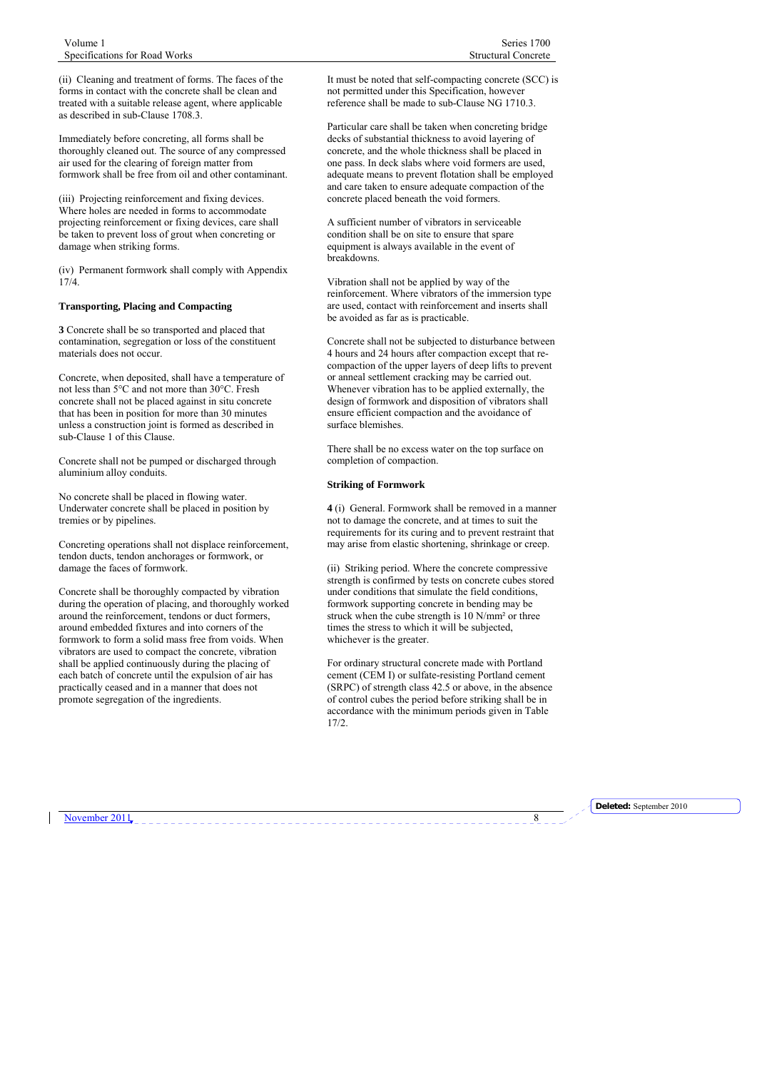(ii) Cleaning and treatment of forms. The faces of the forms in contact with the concrete shall be clean and treated with a suitable release agent, where applicable as described in sub-Clause 1708.3.

Immediately before concreting, all forms shall be thoroughly cleaned out. The source of any compressed air used for the clearing of foreign matter from formwork shall be free from oil and other contaminant.

(iii) Projecting reinforcement and fixing devices. Where holes are needed in forms to accommodate projecting reinforcement or fixing devices, care shall be taken to prevent loss of grout when concreting or damage when striking forms.

(iv) Permanent formwork shall comply with Appendix 17/4.

**Transporting, Placing and Compacting**

**3** Concrete shall be so transported and placed that contamination, segregation or loss of the constituent materials does not occur.

Concrete, when deposited, shall have a temperature of not less than 5°C and not more than 30°C. Fresh concrete shall not be placed against in situ concrete that has been in position for more than 30 minutes unless a construction joint is formed as described in sub-Clause 1 of this Clause.

Concrete shall not be pumped or discharged through aluminium alloy conduits.

No concrete shall be placed in flowing water. Underwater concrete shall be placed in position by tremies or by pipelines.

Concreting operations shall not displace reinforcement, tendon ducts, tendon anchorages or formwork, or damage the faces of formwork.

Concrete shall be thoroughly compacted by vibration during the operation of placing, and thoroughly worked around the reinforcement, tendons or duct formers, around embedded fixtures and into corners of the formwork to form a solid mass free from voids. When vibrators are used to compact the concrete, vibration shall be applied continuously during the placing of each batch of concrete until the expulsion of air has practically ceased and in a manner that does not promote segregation of the ingredients.

It must be noted that self-compacting concrete (SCC) is not permitted under this Specification, however reference shall be made to sub-Clause NG 1710.3.

Particular care shall be taken when concreting bridge decks of substantial thickness to avoid layering of concrete, and the whole thickness shall be placed in one pass. In deck slabs where void formers are used, adequate means to prevent flotation shall be employed and care taken to ensure adequate compaction of the concrete placed beneath the void formers.

A sufficient number of vibrators in serviceable condition shall be on site to ensure that spare equipment is always available in the event of breakdowns.

Vibration shall not be applied by way of the reinforcement. Where vibrators of the immersion type are used, contact with reinforcement and inserts shall be avoided as far as is practicable.

Concrete shall not be subjected to disturbance between 4 hours and 24 hours after compaction except that re-compaction of the upper layers of deep lifts to prevent or anneal settlement cracking may be carried out. Whenever vibration has to be applied externally, the design of formwork and disposition of vibrators shall ensure efficient compaction and the avoidance of surface blemishes.

There shall be no excess water on the top surface on completion of compaction.

**Striking of Formwork**

**4** (i) General. Formwork shall be removed in a manner not to damage the concrete, and at times to suit the requirements for its curing and to prevent restraint that may arise from elastic shortening, shrinkage or creep.

(ii) Striking period. Where the concrete compressive strength is confirmed by tests on concrete cubes stored under conditions that simulate the field conditions, formwork supporting concrete in bending may be struck when the cube strength is 10 N/mm² or three times the stress to which it will be subjected, whichever is the greater.

For ordinary structural concrete made with Portland cement (CEM I) or sulfate-resisting Portland cement (SRPC) of strength class 42.5 or above, in the absence of control cubes the period before striking shall be in accordance with the minimum periods given in Table 17/2.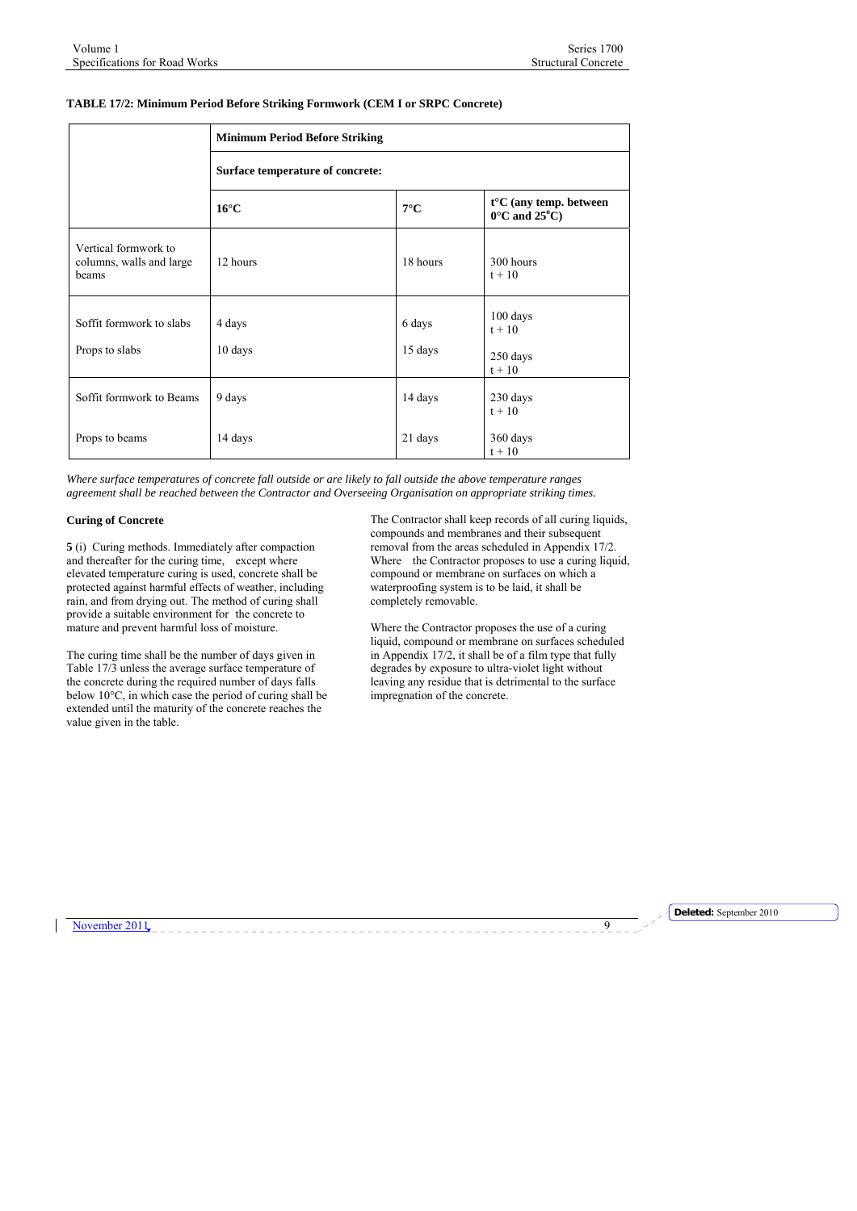**TABLE 17/2: Minimum Period Before Striking Formwork (CEM I or SRPC Concrete)**

| | Minimum Period Before Striking | | |
|---|---|---|---|
| | Surface temperature of concrete: | | |
| | **16°C** | **7°C** | **t°C (any temp. between 0°C and 25°C)** |
| Vertical formwork to columns, walls and large beams | 12 hours | 18 hours | $\frac{300}{t + 10}$ hours |
| Soffit formwork to slabs | 4 days | 6 days | $\frac{100}{t + 10}$ days |
| Props to slabs | 10 days | 15 days | $\frac{250}{t + 10}$ days |
| Soffit formwork to Beams | 9 days | 14 days | $\frac{230}{t + 10}$ days |
| Props to beams | 14 days | 21 days | $\frac{360}{t + 10}$ days |

*Where surface temperatures of concrete fall outside or are likely to fall outside the above temperature ranges agreement shall be reached between the Contractor and Overseeing Organisation on appropriate striking times.*

### Curing of Concrete

**5** (i) Curing methods. Immediately after compaction and thereafter for the curing time, except where elevated temperature curing is used, concrete shall be protected against harmful effects of weather, including rain, and from drying out. The method of curing shall provide a suitable environment for the concrete to mature and prevent harmful loss of moisture.

The curing time shall be the number of days given in Table 17/3 unless the average surface temperature of the concrete during the required number of days falls below 10°C, in which case the period of curing shall be extended until the maturity of the concrete reaches the value given in the table.

The Contractor shall keep records of all curing liquids, compounds and membranes and their subsequent removal from the areas scheduled in Appendix 17/2. Where the Contractor proposes to use a curing liquid, compound or membrane on surfaces on which a waterproofing system is to be laid, it shall be completely removable.

Where the Contractor proposes the use of a curing liquid, compound or membrane on surfaces scheduled in Appendix 17/2, it shall be of a film type that fully degrades by exposure to ultra-violet light without leaving any residue that is detrimental to the surface impregnation of the concrete.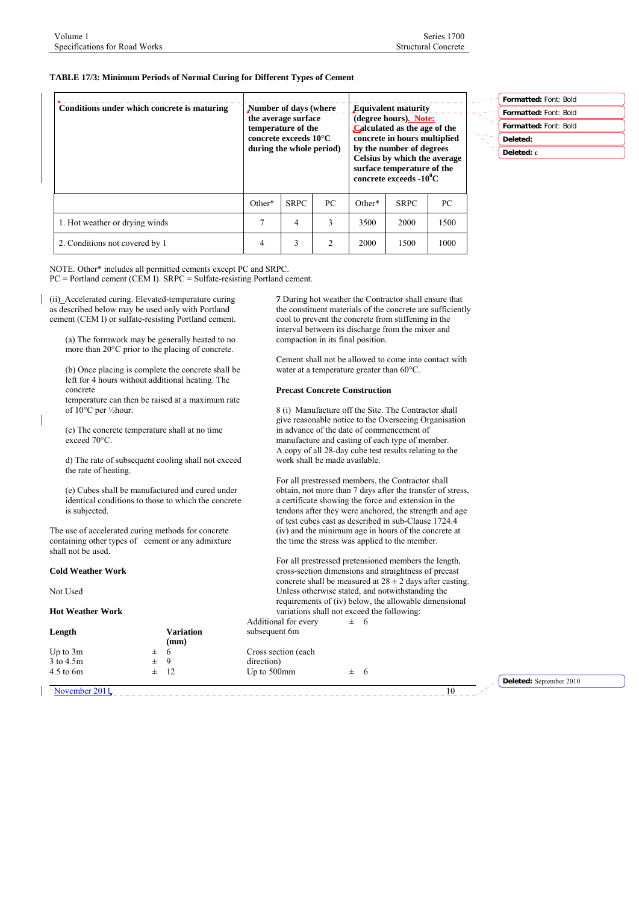**TABLE 17/3: Minimum Periods of Normal Curing for Different Types of Cement**

| Conditions under which concrete is maturing | Number of days (where the average surface temperature of the concrete exceeds 10°C during the whole period) | | | Equivalent maturity (degree hours). Note: Calculated as the age of the concrete in hours multiplied by the number of degrees Celsius by which the average surface temperature of the concrete exceeds -10$^0$C | | |
|---|---|---|---|---|---|---|
| | Other* | SRPC | PC | Other* | SRPC | PC |
| 1. Hot weather or drying winds | 7 | 4 | 3 | 3500 | 2000 | 1500 |
| 2. Conditions not covered by 1 | 4 | 3 | 2 | 2000 | 1500 | 1000 |

NOTE. Other* includes all permitted cements except PC and SRPC.
PC = Portland cement (CEM I). SRPC = Sulfate-resisting Portland cement.

(ii) Accelerated curing. Elevated-temperature curing as described below may be used only with Portland cement (CEM I) or sulfate-resisting Portland cement.

(a) The formwork may be generally heated to no more than 20°C prior to the placing of concrete.

(b) Once placing is complete the concrete shall be left for 4 hours without additional heating. The concrete temperature can then be raised at a maximum rate of 10°C per ½hour.

(c) The concrete temperature shall at no time exceed 70°C.

d) The rate of subsequent cooling shall not exceed the rate of heating.

(e) Cubes shall be manufactured and cured under identical conditions to those to which the concrete is subjected.

The use of accelerated curing methods for concrete containing other types of cement or any admixture shall not be used.

**Cold Weather Work**

Not Used

**Hot Weather Work**

**7** During hot weather the Contractor shall ensure that the constituent materials of the concrete are sufficiently cool to prevent the concrete from stiffening in the interval between its discharge from the mixer and compaction in its final position.

Cement shall not be allowed to come into contact with water at a temperature greater than 60°C.

**Precast Concrete Construction**

8 (i) Manufacture off the Site. The Contractor shall give reasonable notice to the Overseeing Organisation in advance of the date of commencement of manufacture and casting of each type of member. A copy of all 28-day cube test results relating to the work shall be made available.

For all prestressed members, the Contractor shall obtain, not more than 7 days after the transfer of stress, a certificate showing the force and extension in the tendons after they were anchored, the strength and age of test cubes cast as described in sub-Clause 1724.4 (iv) and the minimum age in hours of the concrete at the time the stress was applied to the member.

For all prestressed pretensioned members the length, cross-section dimensions and straightness of precast concrete shall be measured at 28 ± 2 days after casting. Unless otherwise stated, and notwithstanding the requirements of (iv) below, the allowable dimensional variations shall not exceed the following:

| Length | Variation (mm) |
|---|---|
| Up to 3m | ± 6 |
| 3 to 4.5m | ± 9 |
| 4.5 to 6m | ± 12 |
| Additional for every subsequent 6m | ± 6 |
| Cross section (each direction) | |
| Up to 500mm | ± 6 |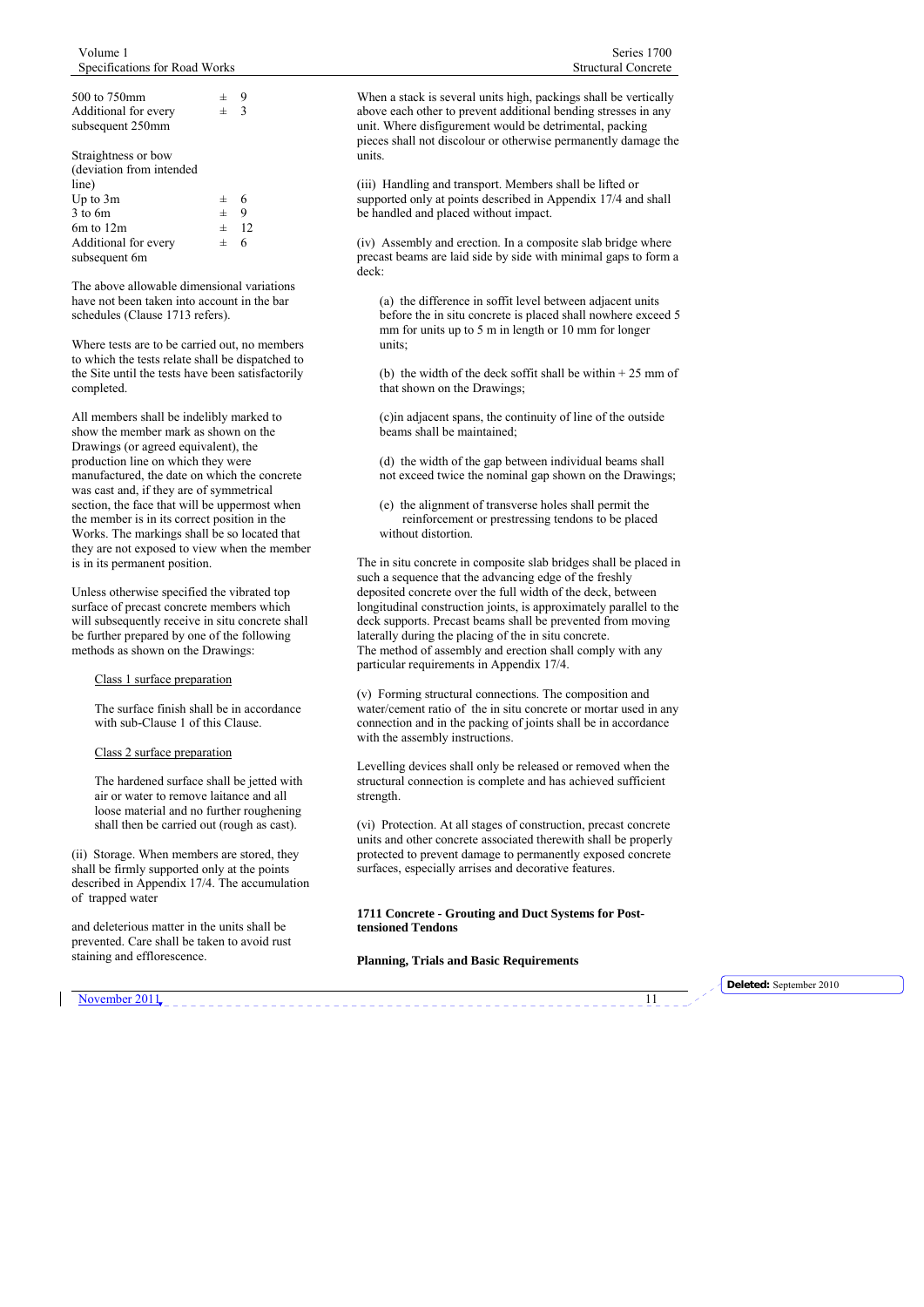| | |
|---|---|
| 500 to 750mm | ± 9 |
| Additional for every subsequent 250mm | ± 3 |

| | |
|---|---|
| Straightness or bow (deviation from intended line) | |
| Up to 3m | ± 6 |
| 3 to 6m | ± 9 |
| 6m to 12m | ± 12 |
| Additional for every subsequent 6m | ± 6 |

The above allowable dimensional variations have not been taken into account in the bar schedules (Clause 1713 refers).

Where tests are to be carried out, no members to which the tests relate shall be dispatched to the Site until the tests have been satisfactorily completed.

All members shall be indelibly marked to show the member mark as shown on the Drawings (or agreed equivalent), the production line on which they were manufactured, the date on which the concrete was cast and, if they are of symmetrical section, the face that will be uppermost when the member is in its correct position in the Works. The markings shall be so located that they are not exposed to view when the member is in its permanent position.

Unless otherwise specified the vibrated top surface of precast concrete members which will subsequently receive in situ concrete shall be further prepared by one of the following methods as shown on the Drawings:

Class 1 surface preparation

The surface finish shall be in accordance with sub-Clause 1 of this Clause.

Class 2 surface preparation

The hardened surface shall be jetted with air or water to remove laitance and all loose material and no further roughening shall then be carried out (rough as cast).

(ii) Storage. When members are stored, they shall be firmly supported only at the points described in Appendix 17/4. The accumulation of trapped water

and deleterious matter in the units shall be prevented. Care shall be taken to avoid rust staining and efflorescence.

When a stack is several units high, packings shall be vertically above each other to prevent additional bending stresses in any unit. Where disfigurement would be detrimental, packing pieces shall not discolour or otherwise permanently damage the units.

(iii) Handling and transport. Members shall be lifted or supported only at points described in Appendix 17/4 and shall be handled and placed without impact.

(iv) Assembly and erection. In a composite slab bridge where precast beams are laid side by side with minimal gaps to form a deck:

(a) the difference in soffit level between adjacent units before the in situ concrete is placed shall nowhere exceed 5 mm for units up to 5 m in length or 10 mm for longer units;

(b) the width of the deck soffit shall be within + 25 mm of that shown on the Drawings;

(c) in adjacent spans, the continuity of line of the outside beams shall be maintained;

(d) the width of the gap between individual beams shall not exceed twice the nominal gap shown on the Drawings;

(e) the alignment of transverse holes shall permit the reinforcement or prestressing tendons to be placed without distortion.

The in situ concrete in composite slab bridges shall be placed in such a sequence that the advancing edge of the freshly deposited concrete over the full width of the deck, between longitudinal construction joints, is approximately parallel to the deck supports. Precast beams shall be prevented from moving laterally during the placing of the in situ concrete.
The method of assembly and erection shall comply with any particular requirements in Appendix 17/4.

(v) Forming structural connections. The composition and water/cement ratio of the in situ concrete or mortar used in any connection and in the packing of joints shall be in accordance with the assembly instructions.

Levelling devices shall only be released or removed when the structural connection is complete and has achieved sufficient strength.

(vi) Protection. At all stages of construction, precast concrete units and other concrete associated therewith shall be properly protected to prevent damage to permanently exposed concrete surfaces, especially arrises and decorative features.

## 1711 Concrete - Grouting and Duct Systems for Post-tensioned Tendons

### Planning, Trials and Basic Requirements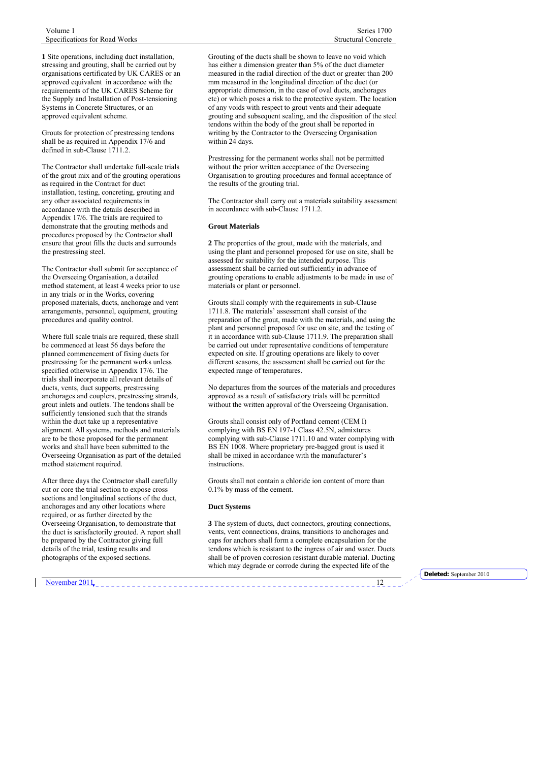**1** Site operations, including duct installation, stressing and grouting, shall be carried out by organisations certificated by UK CARES or an approved equivalent in accordance with the requirements of the UK CARES Scheme for the Supply and Installation of Post-tensioning Systems in Concrete Structures, or an approved equivalent scheme.

Grouts for protection of prestressing tendons shall be as required in Appendix 17/6 and defined in sub-Clause 1711.2.

The Contractor shall undertake full-scale trials of the grout mix and of the grouting operations as required in the Contract for duct installation, testing, concreting, grouting and any other associated requirements in accordance with the details described in Appendix 17/6. The trials are required to demonstrate that the grouting methods and procedures proposed by the Contractor shall ensure that grout fills the ducts and surrounds the prestressing steel.

The Contractor shall submit for acceptance of the Overseeing Organisation, a detailed method statement, at least 4 weeks prior to use in any trials or in the Works, covering proposed materials, ducts, anchorage and vent arrangements, personnel, equipment, grouting procedures and quality control.

Where full scale trials are required, these shall be commenced at least 56 days before the planned commencement of fixing ducts for prestressing for the permanent works unless specified otherwise in Appendix 17/6. The trials shall incorporate all relevant details of ducts, vents, duct supports, prestressing anchorages and couplers, prestressing strands, grout inlets and outlets. The tendons shall be sufficiently tensioned such that the strands within the duct take up a representative alignment. All systems, methods and materials are to be those proposed for the permanent works and shall have been submitted to the Overseeing Organisation as part of the detailed method statement required.

After three days the Contractor shall carefully cut or core the trial section to expose cross sections and longitudinal sections of the duct, anchorages and any other locations where required, or as further directed by the Overseeing Organisation, to demonstrate that the duct is satisfactorily grouted. A report shall be prepared by the Contractor giving full details of the trial, testing results and photographs of the exposed sections.

Grouting of the ducts shall be shown to leave no void which has either a dimension greater than 5% of the duct diameter measured in the radial direction of the duct or greater than 200 mm measured in the longitudinal direction of the duct (or appropriate dimension, in the case of oval ducts, anchorages etc) or which poses a risk to the protective system. The location of any voids with respect to grout vents and their adequate grouting and subsequent sealing, and the disposition of the steel tendons within the body of the grout shall be reported in writing by the Contractor to the Overseeing Organisation within 24 days.

Prestressing for the permanent works shall not be permitted without the prior written acceptance of the Overseeing Organisation to grouting procedures and formal acceptance of the results of the grouting trial.

The Contractor shall carry out a materials suitability assessment in accordance with sub-Clause 1711.2.

### Grout Materials

**2** The properties of the grout, made with the materials, and using the plant and personnel proposed for use on site, shall be assessed for suitability for the intended purpose. This assessment shall be carried out sufficiently in advance of grouting operations to enable adjustments to be made in use of materials or plant or personnel.

Grouts shall comply with the requirements in sub-Clause 1711.8. The materials' assessment shall consist of the preparation of the grout, made with the materials, and using the plant and personnel proposed for use on site, and the testing of it in accordance with sub-Clause 1711.9. The preparation shall be carried out under representative conditions of temperature expected on site. If grouting operations are likely to cover different seasons, the assessment shall be carried out for the expected range of temperatures.

No departures from the sources of the materials and procedures approved as a result of satisfactory trials will be permitted without the written approval of the Overseeing Organisation.

Grouts shall consist only of Portland cement (CEM I) complying with BS EN 197-1 Class 42.5N, admixtures complying with sub-Clause 1711.10 and water complying with BS EN 1008. Where proprietary pre-bagged grout is used it shall be mixed in accordance with the manufacturer's instructions.

Grouts shall not contain a chloride ion content of more than 0.1% by mass of the cement.

### Duct Systems

**3** The system of ducts, duct connectors, grouting connections, vents, vent connections, drains, transitions to anchorages and caps for anchors shall form a complete encapsulation for the tendons which is resistant to the ingress of air and water. Ducts shall be of proven corrosion resistant durable material. Ducting which may degrade or corrode during the expected life of the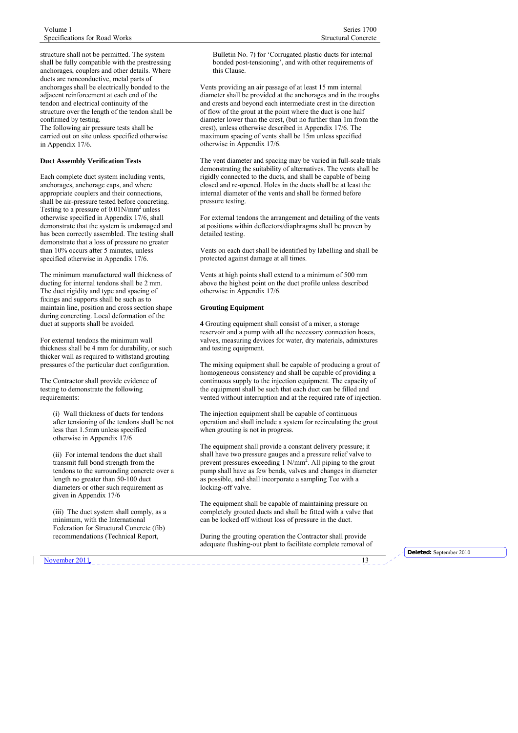structure shall not be permitted. The system shall be fully compatible with the prestressing anchorages, couplers and other details. Where ducts are nonconductive, metal parts of anchorages shall be electrically bonded to the adjacent reinforcement at each end of the tendon and electrical continuity of the structure over the length of the tendon shall be confirmed by testing.
The following air pressure tests shall be carried out on site unless specified otherwise in Appendix 17/6.

**Duct Assembly Verification Tests**

Each complete duct system including vents, anchorages, anchorage caps, and where appropriate couplers and their connections, shall be air-pressure tested before concreting. Testing to a pressure of 0.01N/mm$^2$ unless otherwise specified in Appendix 17/6, shall demonstrate that the system is undamaged and has been correctly assembled. The testing shall demonstrate that a loss of pressure no greater than 10% occurs after 5 minutes, unless specified otherwise in Appendix 17/6.

The minimum manufactured wall thickness of ducting for internal tendons shall be 2 mm. The duct rigidity and type and spacing of fixings and supports shall be such as to maintain line, position and cross section shape during concreting. Local deformation of the duct at supports shall be avoided.

For external tendons the minimum wall thickness shall be 4 mm for durability, or such thicker wall as required to withstand grouting pressures of the particular duct configuration.

The Contractor shall provide evidence of testing to demonstrate the following requirements:

(i) Wall thickness of ducts for tendons after tensioning of the tendons shall be not less than 1.5mm unless specified otherwise in Appendix 17/6

(ii) For internal tendons the duct shall transmit full bond strength from the tendons to the surrounding concrete over a length no greater than 50-100 duct diameters or other such requirement as given in Appendix 17/6

(iii) The duct system shall comply, as a minimum, with the International Federation for Structural Concrete (fib) recommendations (Technical Report, Bulletin No. 7) for 'Corrugated plastic ducts for internal bonded post-tensioning', and with other requirements of this Clause.

Vents providing an air passage of at least 15 mm internal diameter shall be provided at the anchorages and in the troughs and crests and beyond each intermediate crest in the direction of flow of the grout at the point where the duct is one half diameter lower than the crest, (but no further than 1m from the crest), unless otherwise described in Appendix 17/6. The maximum spacing of vents shall be 15m unless specified otherwise in Appendix 17/6.

The vent diameter and spacing may be varied in full-scale trials demonstrating the suitability of alternatives. The vents shall be rigidly connected to the ducts, and shall be capable of being closed and re-opened. Holes in the ducts shall be at least the internal diameter of the vents and shall be formed before pressure testing.

For external tendons the arrangement and detailing of the vents at positions within deflectors/diaphragms shall be proven by detailed testing.

Vents on each duct shall be identified by labelling and shall be protected against damage at all times.

Vents at high points shall extend to a minimum of 500 mm above the highest point on the duct profile unless described otherwise in Appendix 17/6.

**Grouting Equipment**

**4** Grouting equipment shall consist of a mixer, a storage reservoir and a pump with all the necessary connection hoses, valves, measuring devices for water, dry materials, admixtures and testing equipment.

The mixing equipment shall be capable of producing a grout of homogeneous consistency and shall be capable of providing a continuous supply to the injection equipment. The capacity of the equipment shall be such that each duct can be filled and vented without interruption and at the required rate of injection.

The injection equipment shall be capable of continuous operation and shall include a system for recirculating the grout when grouting is not in progress.

The equipment shall provide a constant delivery pressure; it shall have two pressure gauges and a pressure relief valve to prevent pressures exceeding 1 N/mm$^2$. All piping to the grout pump shall have as few bends, valves and changes in diameter as possible, and shall incorporate a sampling Tee with a locking-off valve.

The equipment shall be capable of maintaining pressure on completely grouted ducts and shall be fitted with a valve that can be locked off without loss of pressure in the duct.

During the grouting operation the Contractor shall provide adequate flushing-out plant to facilitate complete removal of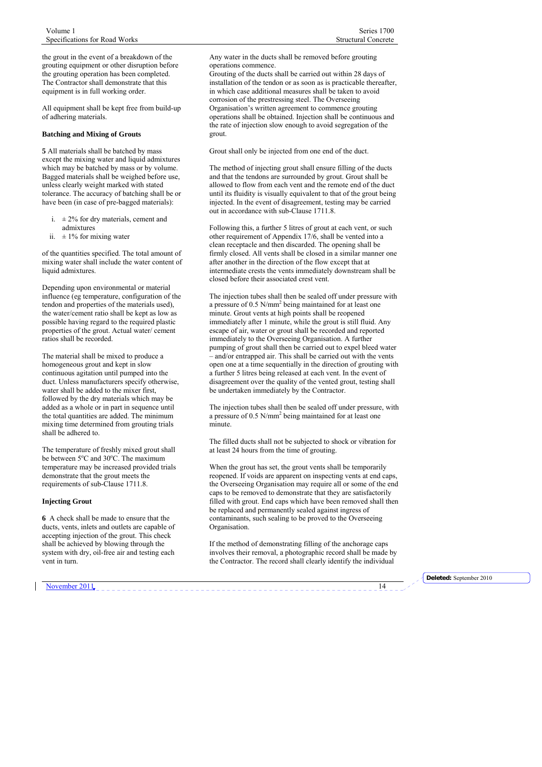the grout in the event of a breakdown of the grouting equipment or other disruption before the grouting operation has been completed. The Contractor shall demonstrate that this equipment is in full working order.

All equipment shall be kept free from build-up of adhering materials.

### Batching and Mixing of Grouts

**5** All materials shall be batched by mass except the mixing water and liquid admixtures which may be batched by mass or by volume. Bagged materials shall be weighed before use, unless clearly weight marked with stated tolerance. The accuracy of batching shall be or have been (in case of pre-bagged materials):

i. ± 2% for dry materials, cement and admixtures
ii. ± 1% for mixing water

of the quantities specified. The total amount of mixing water shall include the water content of liquid admixtures.

Depending upon environmental or material influence (eg temperature, configuration of the tendon and properties of the materials used), the water/cement ratio shall be kept as low as possible having regard to the required plastic properties of the grout. Actual water/ cement ratios shall be recorded.

The material shall be mixed to produce a homogeneous grout and kept in slow continuous agitation until pumped into the duct. Unless manufacturers specify otherwise, water shall be added to the mixer first, followed by the dry materials which may be added as a whole or in part in sequence until the total quantities are added. The minimum mixing time determined from grouting trials shall be adhered to.

The temperature of freshly mixed grout shall be between 5°C and 30°C. The maximum temperature may be increased provided trials demonstrate that the grout meets the requirements of sub-Clause 1711.8.

### Injecting Grout

**6** A check shall be made to ensure that the ducts, vents, inlets and outlets are capable of accepting injection of the grout. This check shall be achieved by blowing through the system with dry, oil-free air and testing each vent in turn.

Any water in the ducts shall be removed before grouting operations commence.

Grouting of the ducts shall be carried out within 28 days of installation of the tendon or as soon as is practicable thereafter, in which case additional measures shall be taken to avoid corrosion of the prestressing steel. The Overseeing Organisation's written agreement to commence grouting operations shall be obtained. Injection shall be continuous and the rate of injection slow enough to avoid segregation of the grout.

Grout shall only be injected from one end of the duct.

The method of injecting grout shall ensure filling of the ducts and that the tendons are surrounded by grout. Grout shall be allowed to flow from each vent and the remote end of the duct until its fluidity is visually equivalent to that of the grout being injected. In the event of disagreement, testing may be carried out in accordance with sub-Clause 1711.8.

Following this, a further 5 litres of grout at each vent, or such other requirement of Appendix 17/6, shall be vented into a clean receptacle and then discarded. The opening shall be firmly closed. All vents shall be closed in a similar manner one after another in the direction of the flow except that at intermediate crests the vents immediately downstream shall be closed before their associated crest vent.

The injection tubes shall then be sealed off under pressure with a pressure of 0.5 N/mm$^2$ being maintained for at least one minute. Grout vents at high points shall be reopened immediately after 1 minute, while the grout is still fluid. Any escape of air, water or grout shall be recorded and reported immediately to the Overseeing Organisation. A further pumping of grout shall then be carried out to expel bleed water – and/or entrapped air. This shall be carried out with the vents open one at a time sequentially in the direction of grouting with a further 5 litres being released at each vent. In the event of disagreement over the quality of the vented grout, testing shall be undertaken immediately by the Contractor.

The injection tubes shall then be sealed off under pressure, with a pressure of 0.5 N/mm$^2$ being maintained for at least one minute.

The filled ducts shall not be subjected to shock or vibration for at least 24 hours from the time of grouting.

When the grout has set, the grout vents shall be temporarily reopened. If voids are apparent on inspecting vents at end caps, the Overseeing Organisation may require all or some of the end caps to be removed to demonstrate that they are satisfactorily filled with grout. End caps which have been removed shall then be replaced and permanently sealed against ingress of contaminants, such sealing to be proved to the Overseeing Organisation.

If the method of demonstrating filling of the anchorage caps involves their removal, a photographic record shall be made by the Contractor. The record shall clearly identify the individual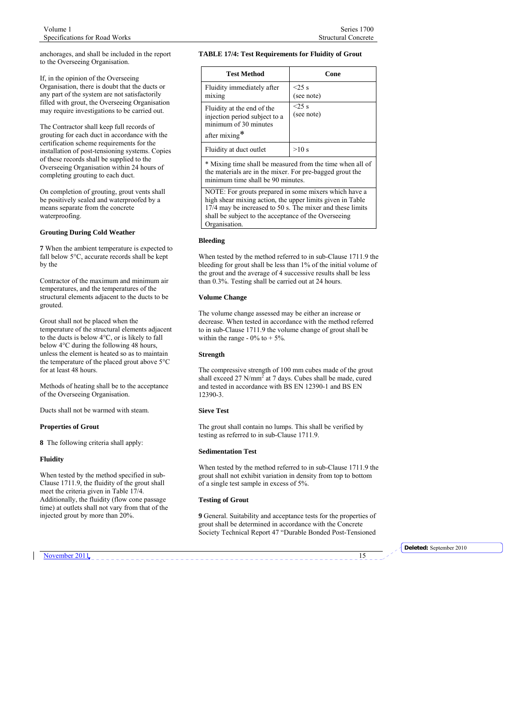anchorages, and shall be included in the report to the Overseeing Organisation.

If, in the opinion of the Overseeing Organisation, there is doubt that the ducts or any part of the system are not satisfactorily filled with grout, the Overseeing Organisation may require investigations to be carried out.

The Contractor shall keep full records of grouting for each duct in accordance with the certification scheme requirements for the installation of post-tensioning systems. Copies of these records shall be supplied to the Overseeing Organisation within 24 hours of completing grouting to each duct.

On completion of grouting, grout vents shall be positively sealed and waterproofed by a means separate from the concrete waterproofing.

#### Grouting During Cold Weather

**7** When the ambient temperature is expected to fall below 5°C, accurate records shall be kept by the

Contractor of the maximum and minimum air temperatures, and the temperatures of the structural elements adjacent to the ducts to be grouted.

Grout shall not be placed when the temperature of the structural elements adjacent to the ducts is below 4°C, or is likely to fall below 4°C during the following 48 hours, unless the element is heated so as to maintain the temperature of the placed grout above 5°C for at least 48 hours.

Methods of heating shall be to the acceptance of the Overseeing Organisation.

Ducts shall not be warmed with steam.

#### Properties of Grout

**8** The following criteria shall apply:

#### Fluidity

When tested by the method specified in sub-Clause 1711.9, the fluidity of the grout shall meet the criteria given in Table 17/4. Additionally, the fluidity (flow cone passage time) at outlets shall not vary from that of the injected grout by more than 20%.

**TABLE 17/4: Test Requirements for Fluidity of Grout**

| Test Method | Cone |
|---|---|
| Fluidity immediately after mixing | <25 s (see note) |
| Fluidity at the end of the injection period subject to a minimum of 30 minutes after mixing* | <25 s (see note) |
| Fluidity at duct outlet | >10 s |
| * Mixing time shall be measured from the time when all of the materials are in the mixer. For pre-bagged grout the minimum time shall be 90 minutes. | |
| NOTE: For grouts prepared in some mixers which have a high shear mixing action, the upper limits given in Table 17/4 may be increased to 50 s. The mixer and these limits shall be subject to the acceptance of the Overseeing Organisation. | |

#### Bleeding

When tested by the method referred to in sub-Clause 1711.9 the bleeding for grout shall be less than 1% of the initial volume of the grout and the average of 4 successive results shall be less than 0.3%. Testing shall be carried out at 24 hours.

#### Volume Change

The volume change assessed may be either an increase or decrease. When tested in accordance with the method referred to in sub-Clause 1711.9 the volume change of grout shall be within the range - 0% to + 5%.

#### Strength

The compressive strength of 100 mm cubes made of the grout shall exceed 27 N/mm$^2$ at 7 days. Cubes shall be made, cured and tested in accordance with BS EN 12390-1 and BS EN 12390-3.

#### Sieve Test

The grout shall contain no lumps. This shall be verified by testing as referred to in sub-Clause 1711.9.

#### Sedimentation Test

When tested by the method referred to in sub-Clause 1711.9 the grout shall not exhibit variation in density from top to bottom of a single test sample in excess of 5%.

#### Testing of Grout

**9** General. Suitability and acceptance tests for the properties of grout shall be determined in accordance with the Concrete Society Technical Report 47 "Durable Bonded Post-Tensioned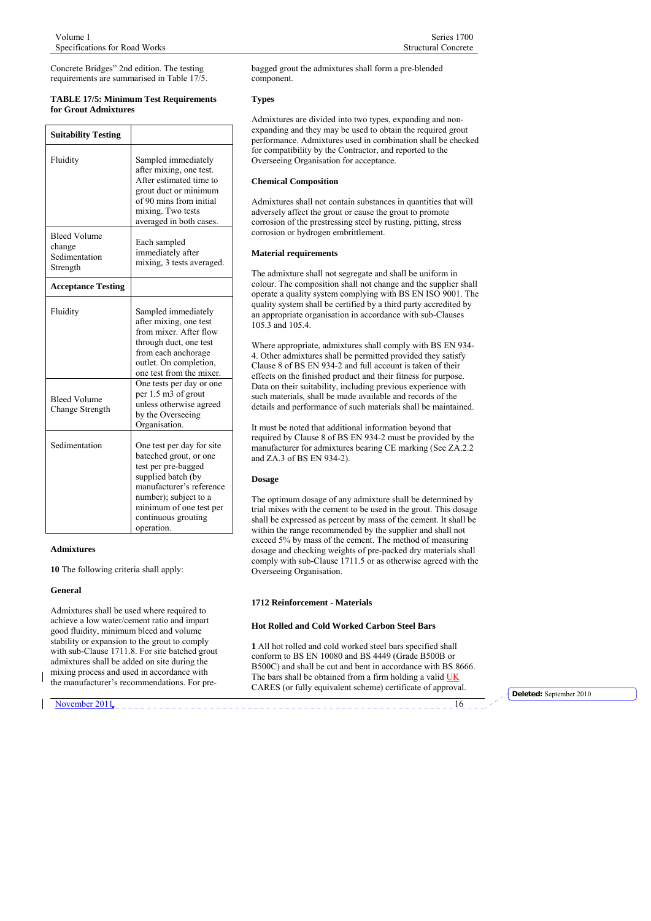Concrete Bridges" 2nd edition. The testing requirements are summarised in Table 17/5.

**TABLE 17/5: Minimum Test Requirements for Grout Admixtures**

| **Suitability Testing** | |
|---|---|
| Fluidity | Sampled immediately after mixing, one test. After estimated time to grout duct or minimum of 90 mins from initial mixing. Two tests averaged in both cases. |
| Bleed Volume change Sedimentation Strength | Each sampled immediately after mixing, 3 tests averaged. |
| **Acceptance Testing** | |
| Fluidity | Sampled immediately after mixing, one test from mixer. After flow through duct, one test from each anchorage outlet. On completion, one test from the mixer. |
| Bleed Volume Change Strength | One tests per day or one per 1.5 m3 of grout unless otherwise agreed by the Overseeing Organisation. |
| Sedimentation | One test per day for site batched grout, or one test per pre-bagged supplied batch (by manufacturer's reference number); subject to a minimum of one test per continuous grouting operation. |

**Admixtures**

**10** The following criteria shall apply:

**General**

Admixtures shall be used where required to achieve a low water/cement ratio and impart good fluidity, minimum bleed and volume stability or expansion to the grout to comply with sub-Clause 1711.8. For site batched grout admixtures shall be added on site during the mixing process and used in accordance with the manufacturer's recommendations. For pre-bagged grout the admixtures shall form a pre-blended component.

**Types**

Admixtures are divided into two types, expanding and non-expanding and they may be used to obtain the required grout performance. Admixtures used in combination shall be checked for compatibility by the Contractor, and reported to the Overseeing Organisation for acceptance.

**Chemical Composition**

Admixtures shall not contain substances in quantities that will adversely affect the grout or cause the grout to promote corrosion of the prestressing steel by rusting, pitting, stress corrosion or hydrogen embrittlement.

**Material requirements**

The admixture shall not segregate and shall be uniform in colour. The composition shall not change and the supplier shall operate a quality system complying with BS EN ISO 9001. The quality system shall be certified by a third party accredited by an appropriate organisation in accordance with sub-Clauses 105.3 and 105.4.

Where appropriate, admixtures shall comply with BS EN 934-4. Other admixtures shall be permitted provided they satisfy Clause 8 of BS EN 934-2 and full account is taken of their effects on the finished product and their fitness for purpose. Data on their suitability, including previous experience with such materials, shall be made available and records of the details and performance of such materials shall be maintained.

It must be noted that additional information beyond that required by Clause 8 of BS EN 934-2 must be provided by the manufacturer for admixtures bearing CE marking (See ZA.2.2 and ZA.3 of BS EN 934-2).

**Dosage**

The optimum dosage of any admixture shall be determined by trial mixes with the cement to be used in the grout. This dosage shall be expressed as percent by mass of the cement. It shall be within the range recommended by the supplier and shall not exceed 5% by mass of the cement. The method of measuring dosage and checking weights of pre-packed dry materials shall comply with sub-Clause 1711.5 or as otherwise agreed with the Overseeing Organisation.

## 1712 Reinforcement - Materials

**Hot Rolled and Cold Worked Carbon Steel Bars**

**1** All hot rolled and cold worked steel bars specified shall conform to BS EN 10080 and BS 4449 (Grade B500B or B500C) and shall be cut and bent in accordance with BS 8666. The bars shall be obtained from a firm holding a valid UK CARES (or fully equivalent scheme) certificate of approval.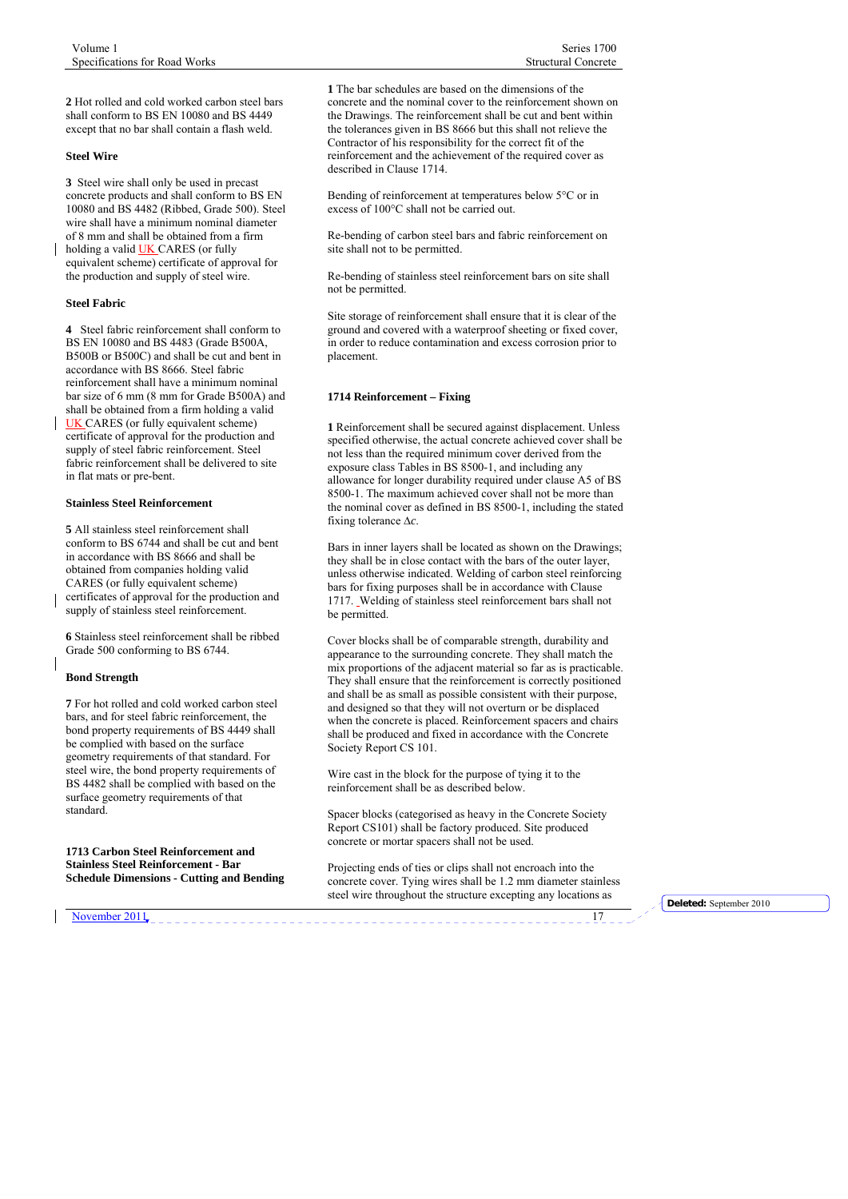**2** Hot rolled and cold worked carbon steel bars shall conform to BS EN 10080 and BS 4449 except that no bar shall contain a flash weld.

**Steel Wire**

**3** Steel wire shall only be used in precast concrete products and shall conform to BS EN 10080 and BS 4482 (Ribbed, Grade 500). Steel wire shall have a minimum nominal diameter of 8 mm and shall be obtained from a firm holding a valid UK CARES (or fully equivalent scheme) certificate of approval for the production and supply of steel wire.

**Steel Fabric**

**4** Steel fabric reinforcement shall conform to BS EN 10080 and BS 4483 (Grade B500A, B500B or B500C) and shall be cut and bent in accordance with BS 8666. Steel fabric reinforcement shall have a minimum nominal bar size of 6 mm (8 mm for Grade B500A) and shall be obtained from a firm holding a valid UK CARES (or fully equivalent scheme) certificate of approval for the production and supply of steel fabric reinforcement. Steel fabric reinforcement shall be delivered to site in flat mats or pre-bent.

**Stainless Steel Reinforcement**

**5** All stainless steel reinforcement shall conform to BS 6744 and shall be cut and bent in accordance with BS 8666 and shall be obtained from companies holding valid CARES (or fully equivalent scheme) certificates of approval for the production and supply of stainless steel reinforcement.

**6** Stainless steel reinforcement shall be ribbed Grade 500 conforming to BS 6744.

**Bond Strength**

**7** For hot rolled and cold worked carbon steel bars, and for steel fabric reinforcement, the bond property requirements of BS 4449 shall be complied with based on the surface geometry requirements of that standard. For steel wire, the bond property requirements of BS 4482 shall be complied with based on the surface geometry requirements of that standard.

## 1713 Carbon Steel Reinforcement and Stainless Steel Reinforcement - Bar Schedule Dimensions - Cutting and Bending

**1** The bar schedules are based on the dimensions of the concrete and the nominal cover to the reinforcement shown on the Drawings. The reinforcement shall be cut and bent within the tolerances given in BS 8666 but this shall not relieve the Contractor of his responsibility for the correct fit of the reinforcement and the achievement of the required cover as described in Clause 1714.

Bending of reinforcement at temperatures below 5°C or in excess of 100°C shall not be carried out.

Re-bending of carbon steel bars and fabric reinforcement on site shall not to be permitted.

Re-bending of stainless steel reinforcement bars on site shall not be permitted.

Site storage of reinforcement shall ensure that it is clear of the ground and covered with a waterproof sheeting or fixed cover, in order to reduce contamination and excess corrosion prior to placement.

## 1714 Reinforcement – Fixing

**1** Reinforcement shall be secured against displacement. Unless specified otherwise, the actual concrete achieved cover shall be not less than the required minimum cover derived from the exposure class Tables in BS 8500-1, and including any allowance for longer durability required under clause A5 of BS 8500-1. The maximum achieved cover shall not be more than the nominal cover as defined in BS 8500-1, including the stated fixing tolerance $\Delta c$.

Bars in inner layers shall be located as shown on the Drawings; they shall be in close contact with the bars of the outer layer, unless otherwise indicated. Welding of carbon steel reinforcing bars for fixing purposes shall be in accordance with Clause 1717. Welding of stainless steel reinforcement bars shall not be permitted.

Cover blocks shall be of comparable strength, durability and appearance to the surrounding concrete. They shall match the mix proportions of the adjacent material so far as is practicable. They shall ensure that the reinforcement is correctly positioned and shall be as small as possible consistent with their purpose, and designed so that they will not overturn or be displaced when the concrete is placed. Reinforcement spacers and chairs shall be produced and fixed in accordance with the Concrete Society Report CS 101.

Wire cast in the block for the purpose of tying it to the reinforcement shall be as described below.

Spacer blocks (categorised as heavy in the Concrete Society Report CS101) shall be factory produced. Site produced concrete or mortar spacers shall not be used.

Projecting ends of ties or clips shall not encroach into the concrete cover. Tying wires shall be 1.2 mm diameter stainless steel wire throughout the structure excepting any locations as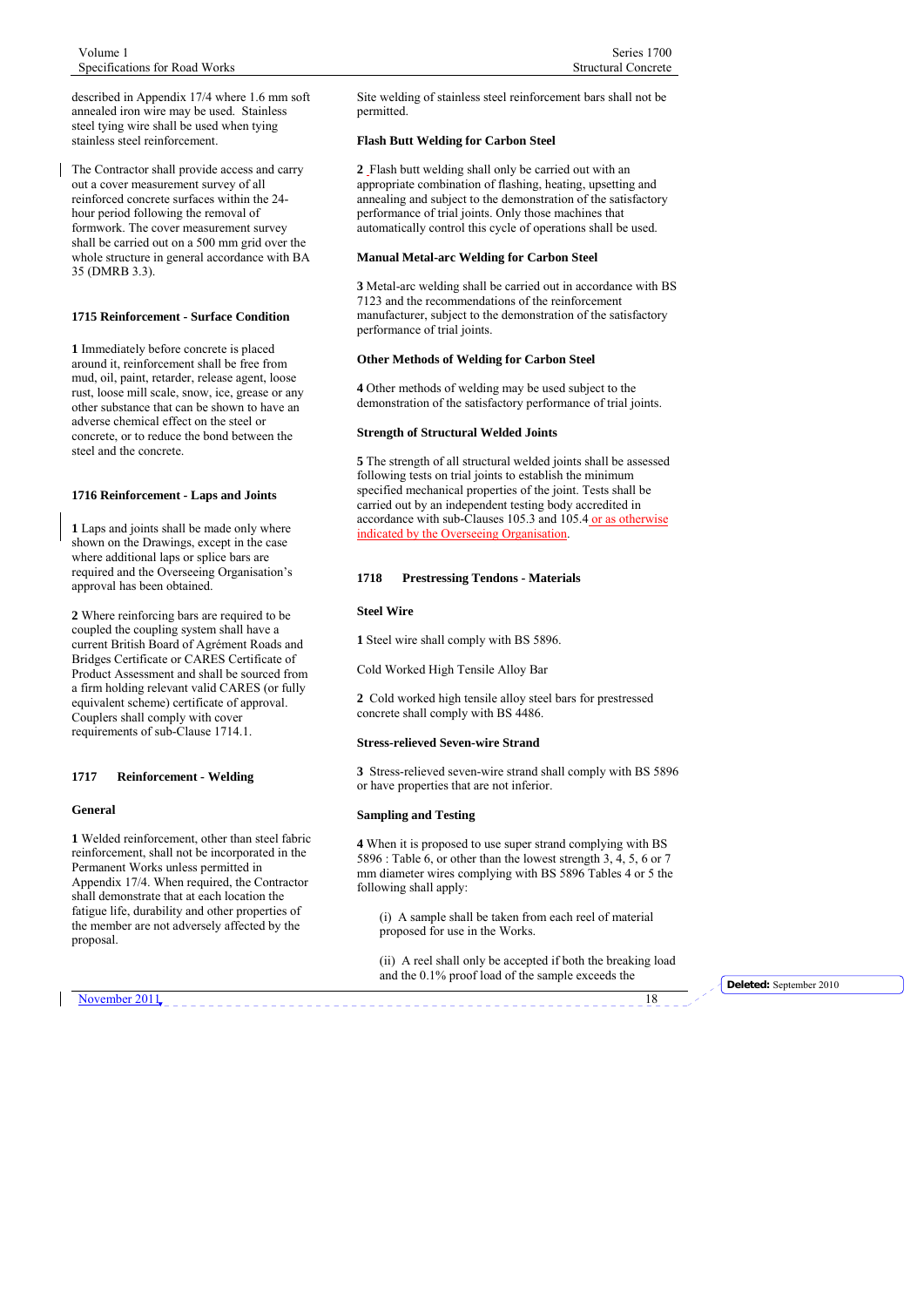described in Appendix 17/4 where 1.6 mm soft annealed iron wire may be used. Stainless steel tying wire shall be used when tying stainless steel reinforcement.

The Contractor shall provide access and carry out a cover measurement survey of all reinforced concrete surfaces within the 24-hour period following the removal of formwork. The cover measurement survey shall be carried out on a 500 mm grid over the whole structure in general accordance with BA 35 (DMRB 3.3).

### 1715 Reinforcement - Surface Condition

**1** Immediately before concrete is placed around it, reinforcement shall be free from mud, oil, paint, retarder, release agent, loose rust, loose mill scale, snow, ice, grease or any other substance that can be shown to have an adverse chemical effect on the steel or concrete, or to reduce the bond between the steel and the concrete.

### 1716 Reinforcement - Laps and Joints

**1** Laps and joints shall be made only where shown on the Drawings, except in the case where additional laps or splice bars are required and the Overseeing Organisation's approval has been obtained.

**2** Where reinforcing bars are required to be coupled the coupling system shall have a current British Board of Agrément Roads and Bridges Certificate or CARES Certificate of Product Assessment and shall be sourced from a firm holding relevant valid CARES (or fully equivalent scheme) certificate of approval. Couplers shall comply with cover requirements of sub-Clause 1714.1.

### 1717 Reinforcement - Welding

#### General

**1** Welded reinforcement, other than steel fabric reinforcement, shall not be incorporated in the Permanent Works unless permitted in Appendix 17/4. When required, the Contractor shall demonstrate that at each location the fatigue life, durability and other properties of the member are not adversely affected by the proposal.

Site welding of stainless steel reinforcement bars shall not be permitted.

#### Flash Butt Welding for Carbon Steel

**2** Flash butt welding shall only be carried out with an appropriate combination of flashing, heating, upsetting and annealing and subject to the demonstration of the satisfactory performance of trial joints. Only those machines that automatically control this cycle of operations shall be used.

#### Manual Metal-arc Welding for Carbon Steel

**3** Metal-arc welding shall be carried out in accordance with BS 7123 and the recommendations of the reinforcement manufacturer, subject to the demonstration of the satisfactory performance of trial joints.

#### Other Methods of Welding for Carbon Steel

**4** Other methods of welding may be used subject to the demonstration of the satisfactory performance of trial joints.

#### Strength of Structural Welded Joints

**5** The strength of all structural welded joints shall be assessed following tests on trial joints to establish the minimum specified mechanical properties of the joint. Tests shall be carried out by an independent testing body accredited in accordance with sub-Clauses 105.3 and 105.4 or as otherwise indicated by the Overseeing Organisation.

### 1718 Prestressing Tendons - Materials

#### Steel Wire

**1** Steel wire shall comply with BS 5896.

Cold Worked High Tensile Alloy Bar

**2** Cold worked high tensile alloy steel bars for prestressed concrete shall comply with BS 4486.

#### Stress-relieved Seven-wire Strand

**3** Stress-relieved seven-wire strand shall comply with BS 5896 or have properties that are not inferior.

#### Sampling and Testing

**4** When it is proposed to use super strand complying with BS 5896 : Table 6, or other than the lowest strength 3, 4, 5, 6 or 7 mm diameter wires complying with BS 5896 Tables 4 or 5 the following shall apply:

(i) A sample shall be taken from each reel of material proposed for use in the Works.

(ii) A reel shall only be accepted if both the breaking load and the 0.1% proof load of the sample exceeds the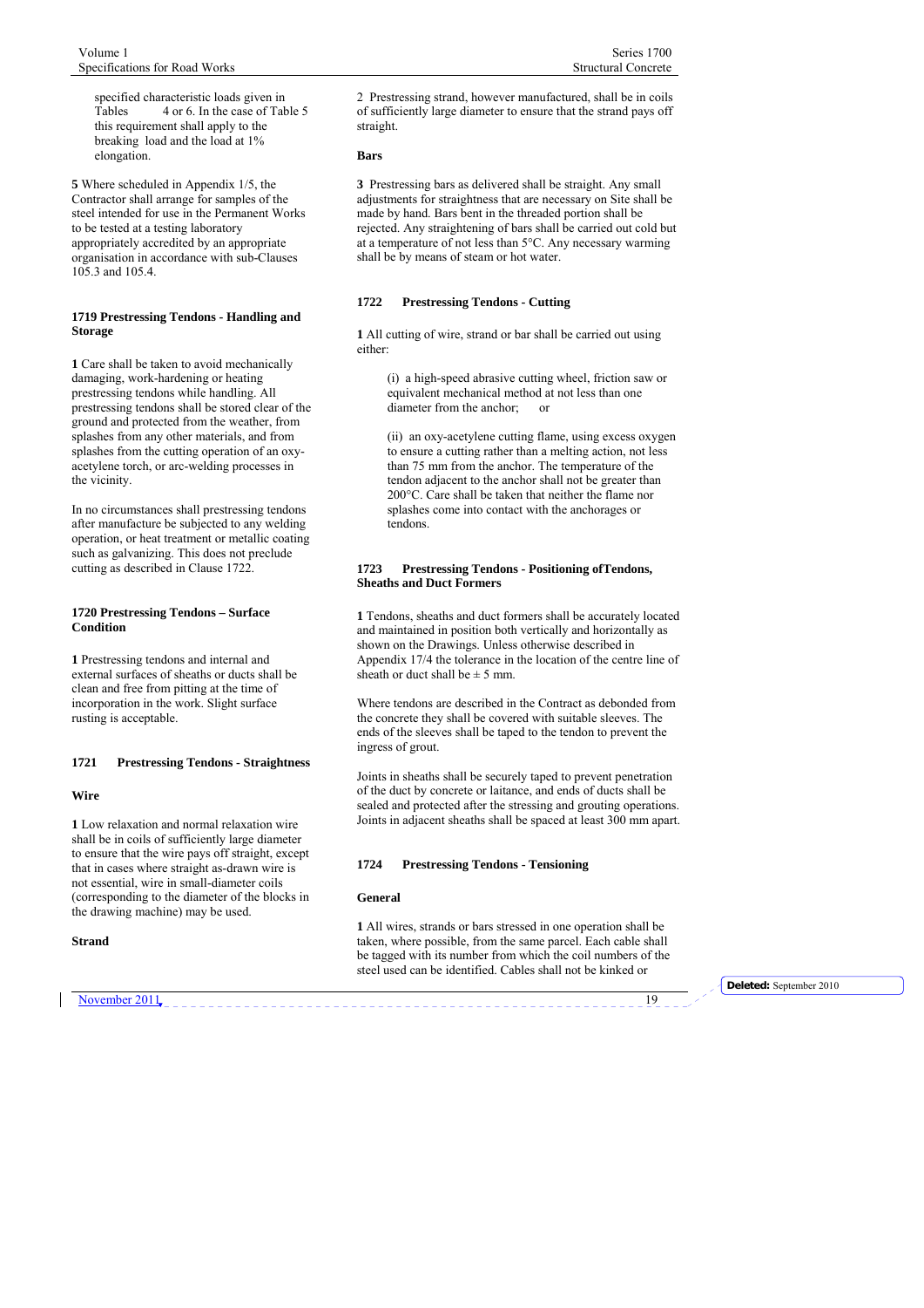specified characteristic loads given in Tables 4 or 6. In the case of Table 5 this requirement shall apply to the breaking load and the load at 1% elongation.

**5** Where scheduled in Appendix 1/5, the Contractor shall arrange for samples of the steel intended for use in the Permanent Works to be tested at a testing laboratory appropriately accredited by an appropriate organisation in accordance with sub-Clauses 105.3 and 105.4.

### 1719 Prestressing Tendons - Handling and Storage

**1** Care shall be taken to avoid mechanically damaging, work-hardening or heating prestressing tendons while handling. All prestressing tendons shall be stored clear of the ground and protected from the weather, from splashes from any other materials, and from splashes from the cutting operation of an oxy-acetylene torch, or arc-welding processes in the vicinity.

In no circumstances shall prestressing tendons after manufacture be subjected to any welding operation, or heat treatment or metallic coating such as galvanizing. This does not preclude cutting as described in Clause 1722.

### 1720 Prestressing Tendons – Surface Condition

**1** Prestressing tendons and internal and external surfaces of sheaths or ducts shall be clean and free from pitting at the time of incorporation in the work. Slight surface rusting is acceptable.

### 1721 Prestressing Tendons - Straightness

**Wire**

**1** Low relaxation and normal relaxation wire shall be in coils of sufficiently large diameter to ensure that the wire pays off straight, except that in cases where straight as-drawn wire is not essential, wire in small-diameter coils (corresponding to the diameter of the blocks in the drawing machine) may be used.

**Strand**

2 Prestressing strand, however manufactured, shall be in coils of sufficiently large diameter to ensure that the strand pays off straight.

**Bars**

**3** Prestressing bars as delivered shall be straight. Any small adjustments for straightness that are necessary on Site shall be made by hand. Bars bent in the threaded portion shall be rejected. Any straightening of bars shall be carried out cold but at a temperature of not less than 5°C. Any necessary warming shall be by means of steam or hot water.

### 1722 Prestressing Tendons - Cutting

**1** All cutting of wire, strand or bar shall be carried out using either:

(i) a high-speed abrasive cutting wheel, friction saw or equivalent mechanical method at not less than one diameter from the anchor; or

(ii) an oxy-acetylene cutting flame, using excess oxygen to ensure a cutting rather than a melting action, not less than 75 mm from the anchor. The temperature of the tendon adjacent to the anchor shall not be greater than 200°C. Care shall be taken that neither the flame nor splashes come into contact with the anchorages or tendons.

### 1723 Prestressing Tendons - Positioning of Tendons, Sheaths and Duct Formers

**1** Tendons, sheaths and duct formers shall be accurately located and maintained in position both vertically and horizontally as shown on the Drawings. Unless otherwise described in Appendix 17/4 the tolerance in the location of the centre line of sheath or duct shall be ± 5 mm.

Where tendons are described in the Contract as debonded from the concrete they shall be covered with suitable sleeves. The ends of the sleeves shall be taped to the tendon to prevent the ingress of grout.

Joints in sheaths shall be securely taped to prevent penetration of the duct by concrete or laitance, and ends of ducts shall be sealed and protected after the stressing and grouting operations. Joints in adjacent sheaths shall be spaced at least 300 mm apart.

### 1724 Prestressing Tendons - Tensioning

**General**

**1** All wires, strands or bars stressed in one operation shall be taken, where possible, from the same parcel. Each cable shall be tagged with its number from which the coil numbers of the steel used can be identified. Cables shall not be kinked or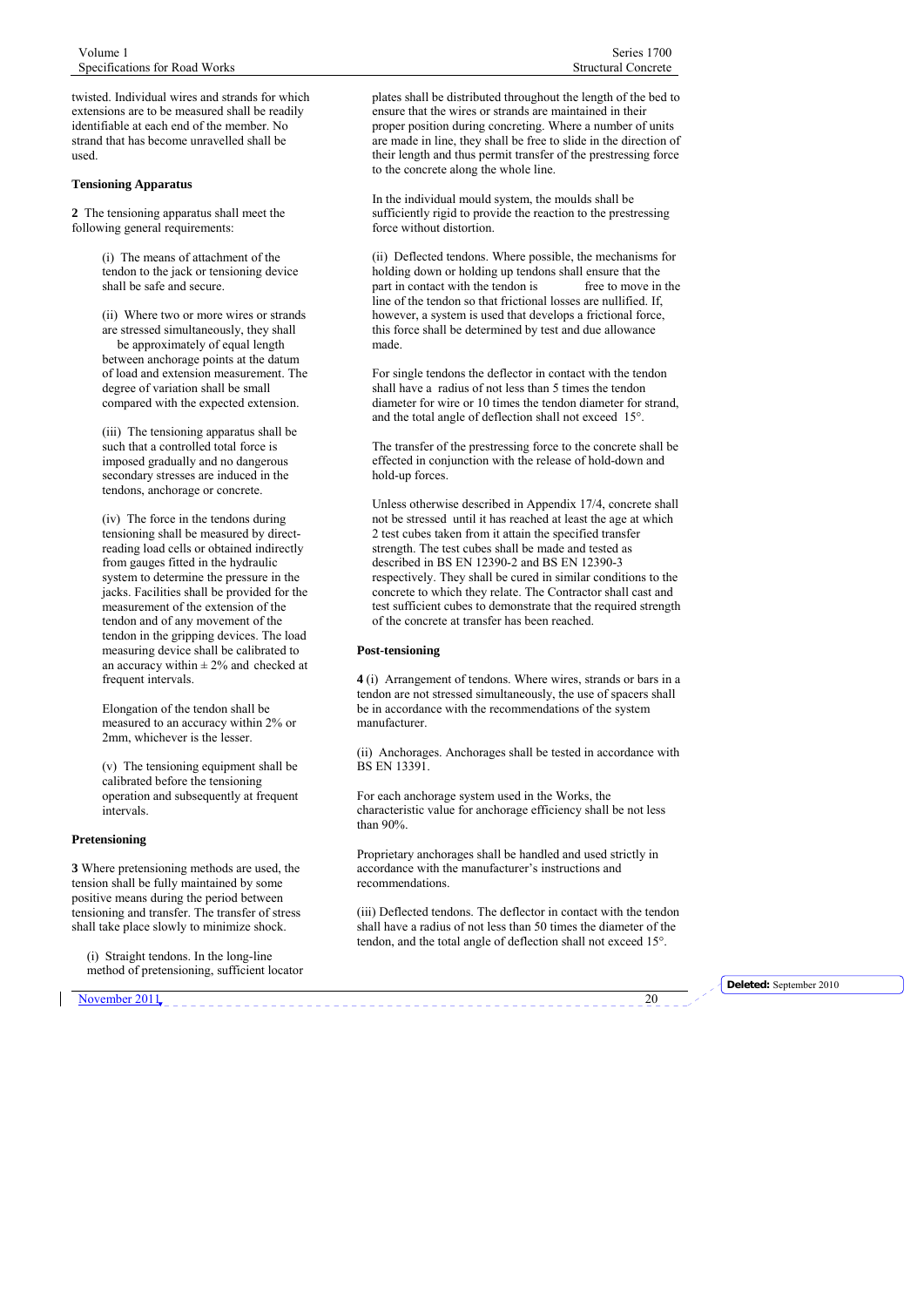twisted. Individual wires and strands for which extensions are to be measured shall be readily identifiable at each end of the member. No strand that has become unravelled shall be used.

**Tensioning Apparatus**

**2** The tensioning apparatus shall meet the following general requirements:

(i) The means of attachment of the tendon to the jack or tensioning device shall be safe and secure.

(ii) Where two or more wires or strands are stressed simultaneously, they shall be approximately of equal length between anchorage points at the datum of load and extension measurement. The degree of variation shall be small compared with the expected extension.

(iii) The tensioning apparatus shall be such that a controlled total force is imposed gradually and no dangerous secondary stresses are induced in the tendons, anchorage or concrete.

(iv) The force in the tendons during tensioning shall be measured by direct-reading load cells or obtained indirectly from gauges fitted in the hydraulic system to determine the pressure in the jacks. Facilities shall be provided for the measurement of the extension of the tendon and of any movement of the tendon in the gripping devices. The load measuring device shall be calibrated to an accuracy within ± 2% and checked at frequent intervals.

Elongation of the tendon shall be measured to an accuracy within 2% or 2mm, whichever is the lesser.

(v) The tensioning equipment shall be calibrated before the tensioning operation and subsequently at frequent intervals.

**Pretensioning**

**3** Where pretensioning methods are used, the tension shall be fully maintained by some positive means during the period between tensioning and transfer. The transfer of stress shall take place slowly to minimize shock.

(i) Straight tendons. In the long-line method of pretensioning, sufficient locator plates shall be distributed throughout the length of the bed to ensure that the wires or strands are maintained in their proper position during concreting. Where a number of units are made in line, they shall be free to slide in the direction of their length and thus permit transfer of the prestressing force to the concrete along the whole line.

In the individual mould system, the moulds shall be sufficiently rigid to provide the reaction to the prestressing force without distortion.

(ii) Deflected tendons. Where possible, the mechanisms for holding down or holding up tendons shall ensure that the part in contact with the tendon is free to move in the line of the tendon so that frictional losses are nullified. If, however, a system is used that develops a frictional force, this force shall be determined by test and due allowance made.

For single tendons the deflector in contact with the tendon shall have a radius of not less than 5 times the tendon diameter for wire or 10 times the tendon diameter for strand, and the total angle of deflection shall not exceed 15°.

The transfer of the prestressing force to the concrete shall be effected in conjunction with the release of hold-down and hold-up forces.

Unless otherwise described in Appendix 17/4, concrete shall not be stressed until it has reached at least the age at which 2 test cubes taken from it attain the specified transfer strength. The test cubes shall be made and tested as described in BS EN 12390-2 and BS EN 12390-3 respectively. They shall be cured in similar conditions to the concrete to which they relate. The Contractor shall cast and test sufficient cubes to demonstrate that the required strength of the concrete at transfer has been reached.

**Post-tensioning**

**4** (i) Arrangement of tendons. Where wires, strands or bars in a tendon are not stressed simultaneously, the use of spacers shall be in accordance with the recommendations of the system manufacturer.

(ii) Anchorages. Anchorages shall be tested in accordance with BS EN 13391.

For each anchorage system used in the Works, the characteristic value for anchorage efficiency shall be not less than 90%.

Proprietary anchorages shall be handled and used strictly in accordance with the manufacturer's instructions and recommendations.

(iii) Deflected tendons. The deflector in contact with the tendon shall have a radius of not less than 50 times the diameter of the tendon, and the total angle of deflection shall not exceed 15°.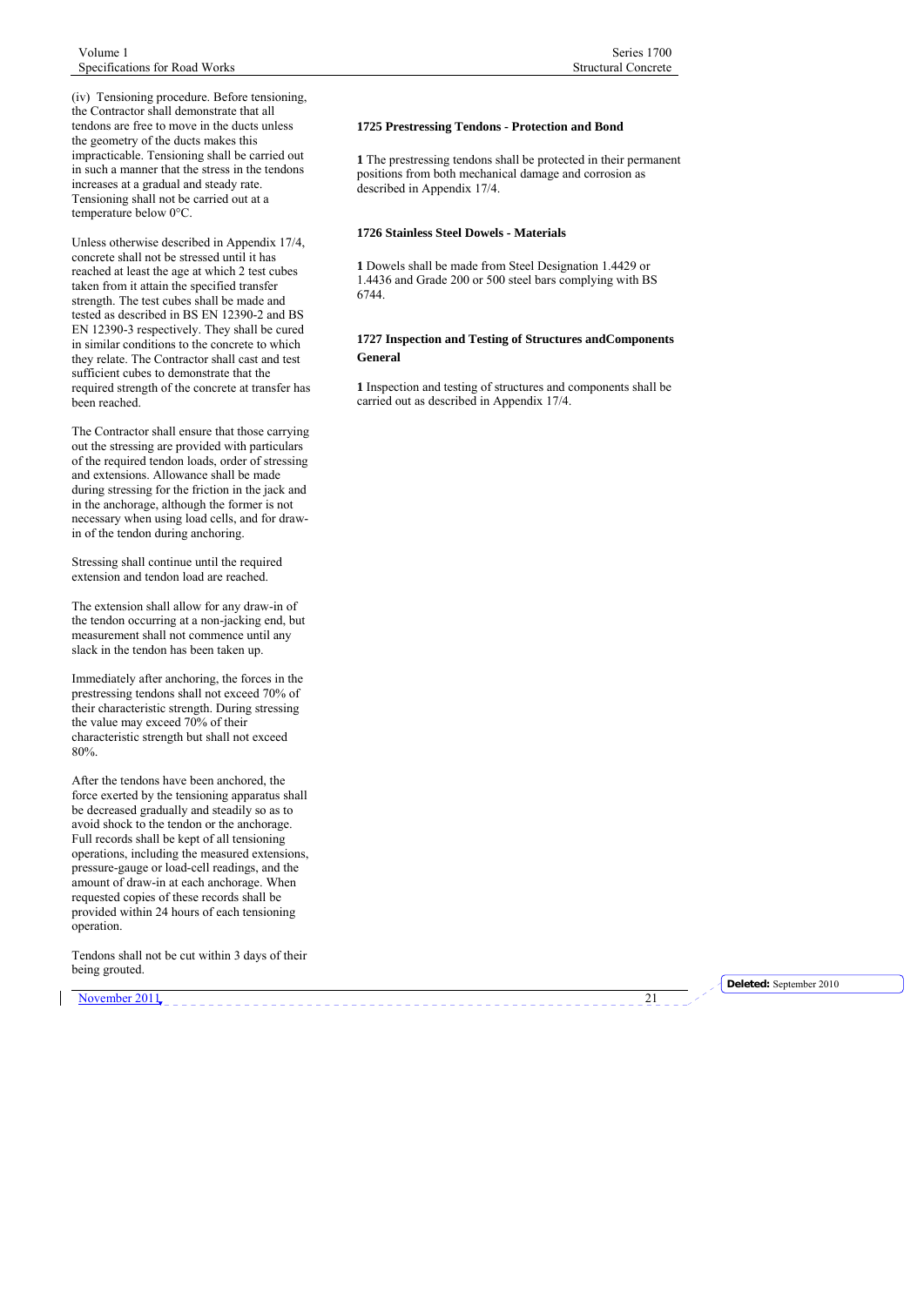(iv) Tensioning procedure. Before tensioning, the Contractor shall demonstrate that all tendons are free to move in the ducts unless the geometry of the ducts makes this impracticable. Tensioning shall be carried out in such a manner that the stress in the tendons increases at a gradual and steady rate. Tensioning shall not be carried out at a temperature below 0°C.

Unless otherwise described in Appendix 17/4, concrete shall not be stressed until it has reached at least the age at which 2 test cubes taken from it attain the specified transfer strength. The test cubes shall be made and tested as described in BS EN 12390-2 and BS EN 12390-3 respectively. They shall be cured in similar conditions to the concrete to which they relate. The Contractor shall cast and test sufficient cubes to demonstrate that the required strength of the concrete at transfer has been reached.

The Contractor shall ensure that those carrying out the stressing are provided with particulars of the required tendon loads, order of stressing and extensions. Allowance shall be made during stressing for the friction in the jack and in the anchorage, although the former is not necessary when using load cells, and for draw-in of the tendon during anchoring.

Stressing shall continue until the required extension and tendon load are reached.

The extension shall allow for any draw-in of the tendon occurring at a non-jacking end, but measurement shall not commence until any slack in the tendon has been taken up.

Immediately after anchoring, the forces in the prestressing tendons shall not exceed 70% of their characteristic strength. During stressing the value may exceed 70% of their characteristic strength but shall not exceed 80%.

After the tendons have been anchored, the force exerted by the tensioning apparatus shall be decreased gradually and steadily so as to avoid shock to the tendon or the anchorage. Full records shall be kept of all tensioning operations, including the measured extensions, pressure-gauge or load-cell readings, and the amount of draw-in at each anchorage. When requested copies of these records shall be provided within 24 hours of each tensioning operation.

Tendons shall not be cut within 3 days of their being grouted.

### 1725 Prestressing Tendons - Protection and Bond

**1** The prestressing tendons shall be protected in their permanent positions from both mechanical damage and corrosion as described in Appendix 17/4.

### 1726 Stainless Steel Dowels - Materials

**1** Dowels shall be made from Steel Designation 1.4429 or 1.4436 and Grade 200 or 500 steel bars complying with BS 6744.

### 1727 Inspection and Testing of Structures andComponents General

**1** Inspection and testing of structures and components shall be carried out as described in Appendix 17/4.